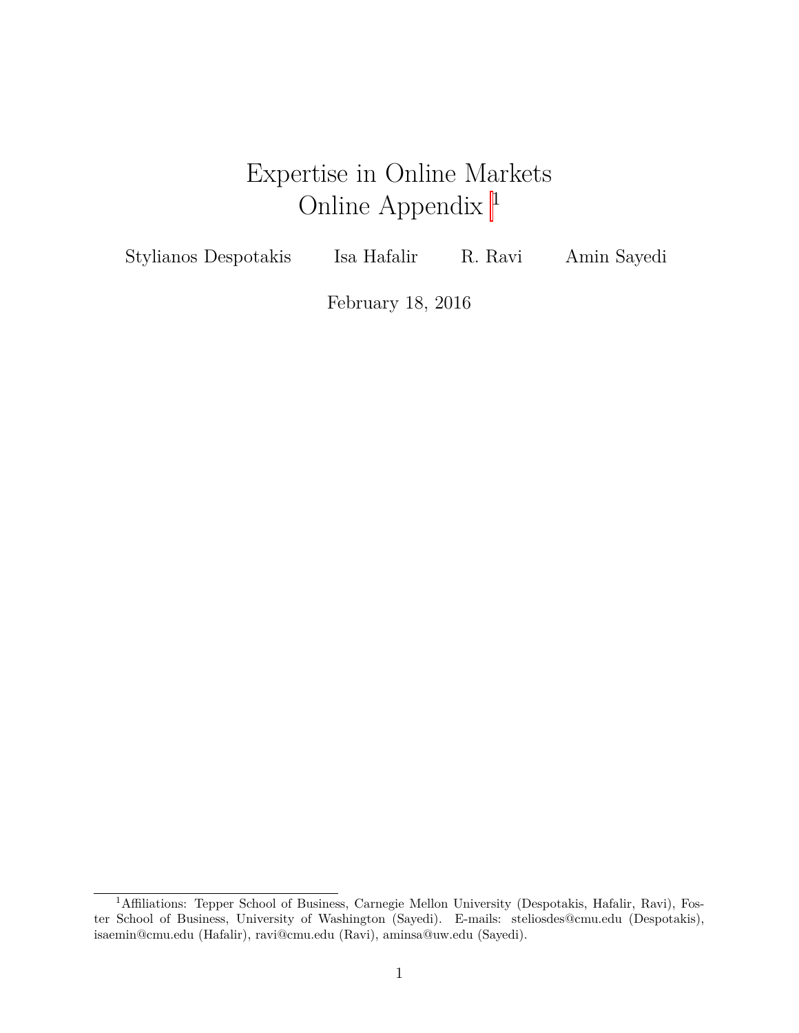# Expertise in Online Markets
# Online Appendix [1]

Stylianos Despotakis  Isa Hafalir  R. Ravi  Amin Sayedi

February 18, 2016

[1] Affiliations: Tepper School of Business, Carnegie Mellon University (Despotakis, Hafalir, Ravi), Foster School of Business, University of Washington (Sayedi). E-mails: steliosdes@cmu.edu (Despotakis), isaemin@cmu.edu (Hafalir), ravi@cmu.edu (Ravi), aminsa@uw.edu (Sayedi).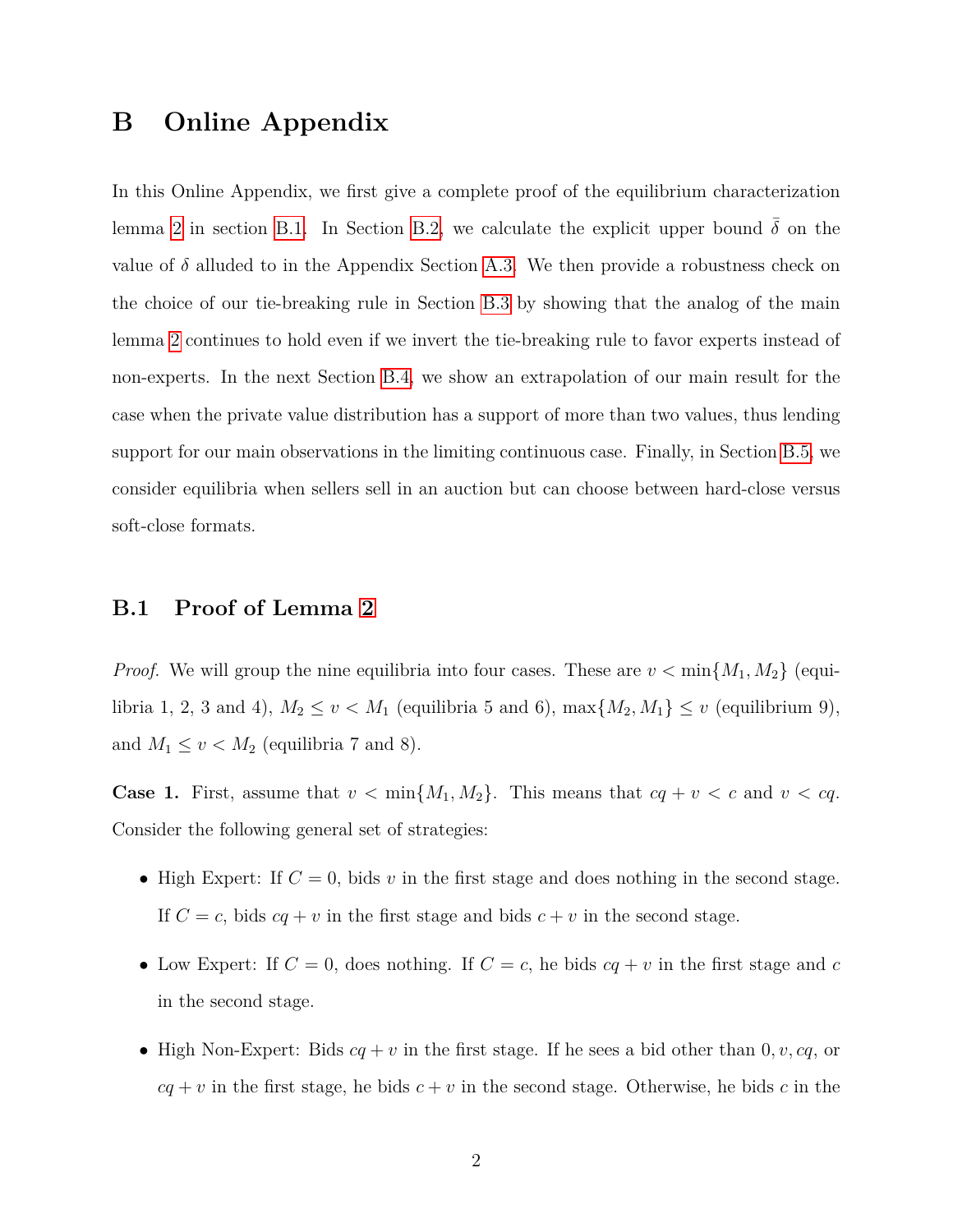# B Online Appendix

In this Online Appendix, we first give a complete proof of the equilibrium characterization lemma 2 in section B.1. In Section B.2, we calculate the explicit upper bound $\bar{\delta}$ on the value of $\delta$ alluded to in the Appendix Section A.3. We then provide a robustness check on the choice of our tie-breaking rule in Section B.3 by showing that the analog of the main lemma 2 continues to hold even if we invert the tie-breaking rule to favor experts instead of non-experts. In the next Section B.4, we show an extrapolation of our main result for the case when the private value distribution has a support of more than two values, thus lending support for our main observations in the limiting continuous case. Finally, in Section B.5, we consider equilibria when sellers sell in an auction but can choose between hard-close versus soft-close formats.

## B.1 Proof of Lemma 2

*Proof.* We will group the nine equilibria into four cases. These are $v < \min\{M_1, M_2\}$ (equilibria 1, 2, 3 and 4), $M_2 \leq v < M_1$ (equilibria 5 and 6), $\max\{M_2, M_1\} \leq v$ (equilibrium 9), and $M_1 \leq v < M_2$ (equilibria 7 and 8).

**Case 1.** First, assume that $v < \min\{M_1, M_2\}$. This means that $cq + v < c$ and $v < cq$. Consider the following general set of strategies:

- High Expert: If $C = 0$, bids $v$ in the first stage and does nothing in the second stage. If $C = c$, bids $cq + v$ in the first stage and bids $c + v$ in the second stage.
- Low Expert: If $C = 0$, does nothing. If $C = c$, he bids $cq + v$ in the first stage and $c$ in the second stage.
- High Non-Expert: Bids $cq + v$ in the first stage. If he sees a bid other than $0, v, cq$, or $cq + v$ in the first stage, he bids $c + v$ in the second stage. Otherwise, he bids $c$ in the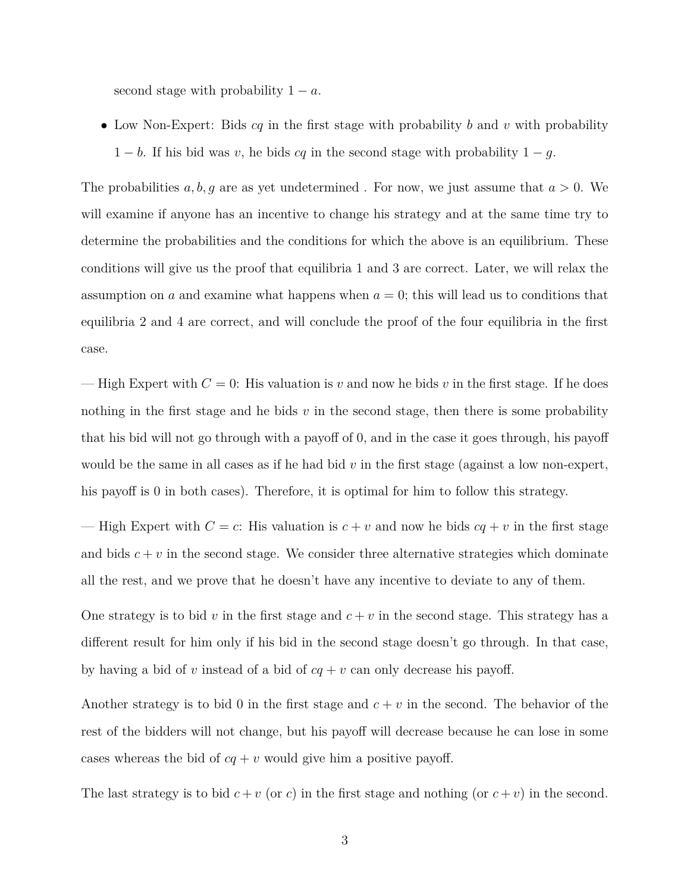second stage with probability $1 - a$.

- Low Non-Expert: Bids $cq$ in the first stage with probability $b$ and $v$ with probability $1 - b$. If his bid was $v$, he bids $cq$ in the second stage with probability $1 - g$.

The probabilities $a, b, g$ are as yet undetermined . For now, we just assume that $a > 0$. We will examine if anyone has an incentive to change his strategy and at the same time try to determine the probabilities and the conditions for which the above is an equilibrium. These conditions will give us the proof that equilibria 1 and 3 are correct. Later, we will relax the assumption on $a$ and examine what happens when $a = 0$; this will lead us to conditions that equilibria 2 and 4 are correct, and will conclude the proof of the four equilibria in the first case.

— High Expert with $C = 0$: His valuation is $v$ and now he bids $v$ in the first stage. If he does nothing in the first stage and he bids $v$ in the second stage, then there is some probability that his bid will not go through with a payoff of 0, and in the case it goes through, his payoff would be the same in all cases as if he had bid $v$ in the first stage (against a low non-expert, his payoff is 0 in both cases). Therefore, it is optimal for him to follow this strategy.

— High Expert with $C = c$: His valuation is $c + v$ and now he bids $cq + v$ in the first stage and bids $c + v$ in the second stage. We consider three alternative strategies which dominate all the rest, and we prove that he doesn't have any incentive to deviate to any of them.

One strategy is to bid $v$ in the first stage and $c + v$ in the second stage. This strategy has a different result for him only if his bid in the second stage doesn't go through. In that case, by having a bid of $v$ instead of a bid of $cq + v$ can only decrease his payoff.

Another strategy is to bid 0 in the first stage and $c + v$ in the second. The behavior of the rest of the bidders will not change, but his payoff will decrease because he can lose in some cases whereas the bid of $cq + v$ would give him a positive payoff.

The last strategy is to bid $c + v$ (or $c$) in the first stage and nothing (or $c + v$) in the second.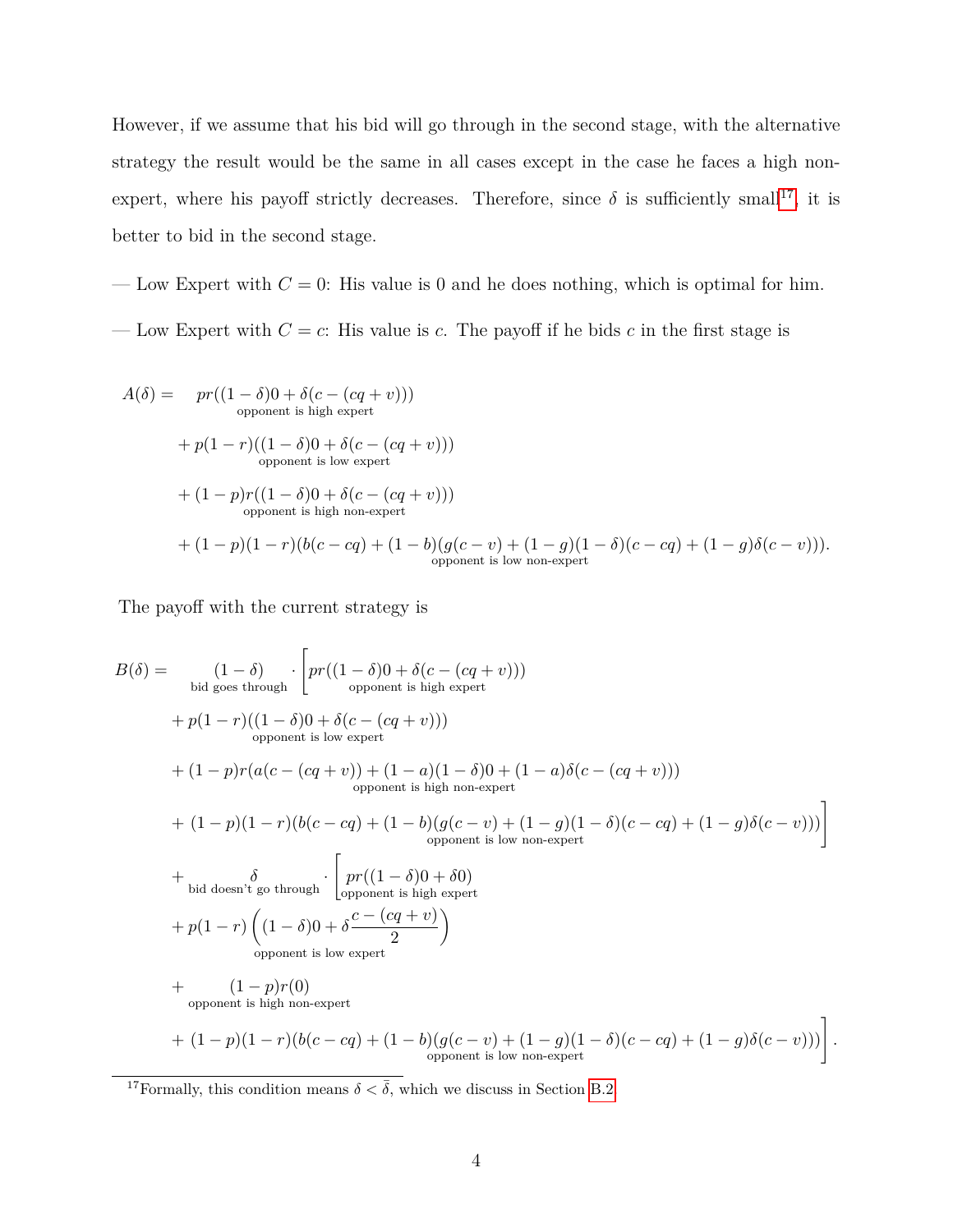However, if we assume that his bid will go through in the second stage, with the alternative strategy the result would be the same in all cases except in the case he faces a high non-expert, where his payoff strictly decreases. Therefore, since $\delta$ is sufficiently small[17], it is better to bid in the second stage.

— Low Expert with $C = 0$: His value is 0 and he does nothing, which is optimal for him.

— Low Expert with $C = c$: His value is $c$. The payoff if he bids $c$ in the first stage is

$$
\begin{aligned}
A(\delta) = \quad & \underbrace{pr((1-\delta)0 + \delta(c - (cq+v)))}_{\text{opponent is high expert}} \\
& + \underbrace{p(1-r)((1-\delta)0 + \delta(c - (cq+v)))}_{\text{opponent is low expert}} \\
& + \underbrace{(1-p)r((1-\delta)0 + \delta(c - (cq+v)))}_{\text{opponent is high non-expert}} \\
& + (1-p)(1-r)\underbrace{(b(c - cq) + (1-b)(g(c-v) + (1-g)(1-\delta)(c-cq) + (1-g)\delta(c-v)))}_{\text{opponent is low non-expert}}.
\end{aligned}
$$

The payoff with the current strategy is

$$
\begin{aligned}
B(\delta) = \quad & \underbrace{(1-\delta)}_{\text{bid goes through}} \cdot \Bigg[ \underbrace{pr((1-\delta)0 + \delta(c - (cq+v)))}_{\text{opponent is high expert}} \\
& + \underbrace{p(1-r)((1-\delta)0 + \delta(c - (cq+v)))}_{\text{opponent is low expert}} \\
& + (1-p)r\underbrace{(a(c - (cq+v)) + (1-a)(1-\delta)0 + (1-a)\delta(c - (cq+v)))}_{\text{opponent is high non-expert}} \\
& + (1-p)(1-r)\underbrace{(b(c - cq) + (1-b)(g(c-v) + (1-g)(1-\delta)(c-cq) + (1-g)\delta(c-v)))}_{\text{opponent is low non-expert}} \Bigg] \\
& + \underbrace{\delta}_{\text{bid doesn't go through}} \cdot \Bigg[ \underbrace{pr((1-\delta)0 + \delta 0)}_{\text{opponent is high expert}} \\
& + p(1-r)\underbrace{\left((1-\delta)0 + \delta\frac{c - (cq+v)}{2}\right)}_{\text{opponent is low expert}} \\
& + \underbrace{(1-p)r(0)}_{\text{opponent is high non-expert}} \\
& + (1-p)(1-r)\underbrace{(b(c - cq) + (1-b)(g(c-v) + (1-g)(1-\delta)(c-cq) + (1-g)\delta(c-v)))}_{\text{opponent is low non-expert}} \Bigg].
\end{aligned}
$$

[17] Formally, this condition means $\delta < \bar{\delta}$, which we discuss in Section B.2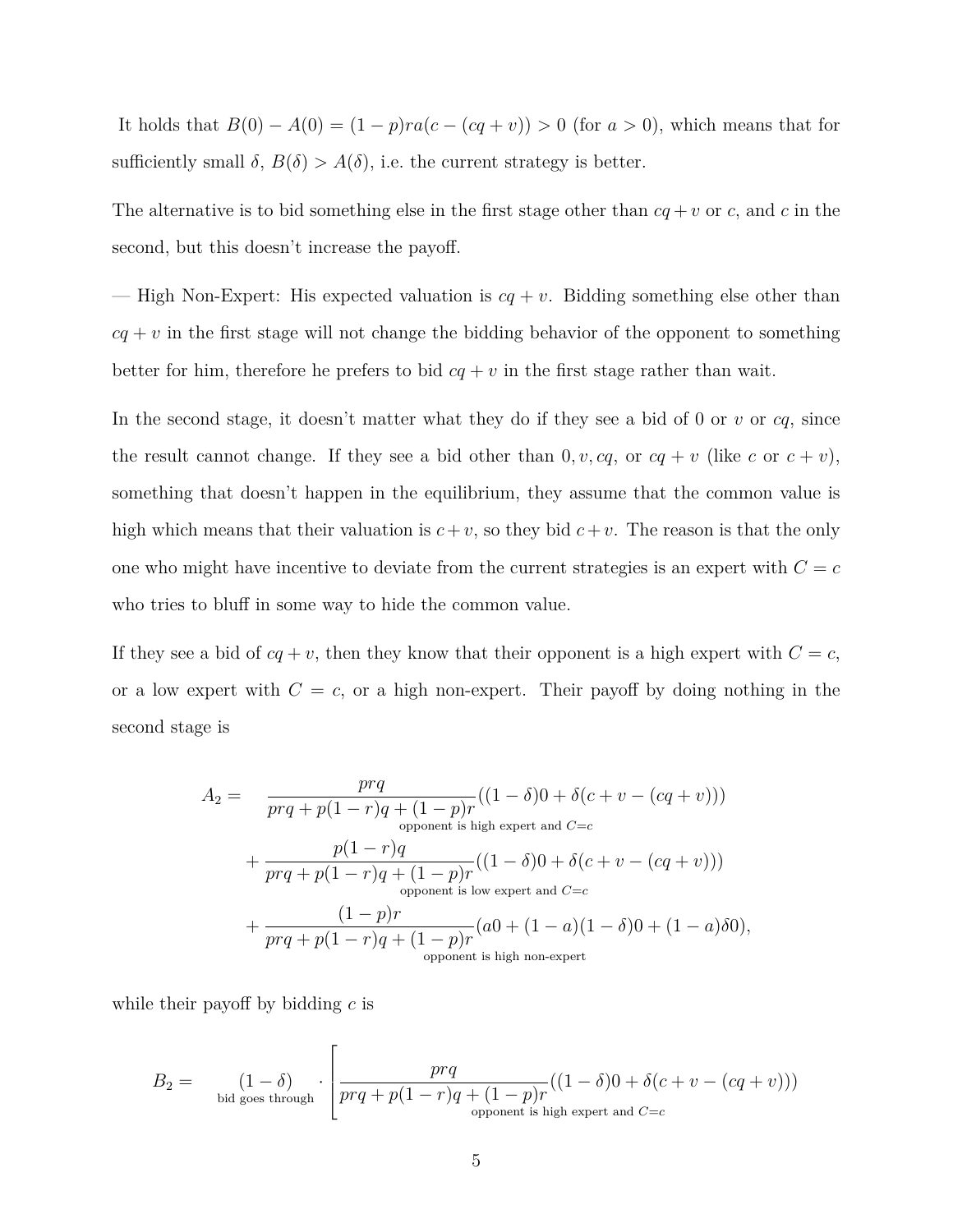It holds that $B(0) - A(0) = (1-p)ra(c - (cq + v)) > 0$ (for $a > 0$), which means that for sufficiently small $\delta$, $B(\delta) > A(\delta)$, i.e. the current strategy is better.

The alternative is to bid something else in the first stage other than $cq + v$ or $c$, and $c$ in the second, but this doesn't increase the payoff.

— High Non-Expert: His expected valuation is $cq + v$. Bidding something else other than $cq + v$ in the first stage will not change the bidding behavior of the opponent to something better for him, therefore he prefers to bid $cq + v$ in the first stage rather than wait.

In the second stage, it doesn't matter what they do if they see a bid of 0 or $v$ or $cq$, since the result cannot change. If they see a bid other than $0, v, cq$, or $cq + v$ (like $c$ or $c + v$), something that doesn't happen in the equilibrium, they assume that the common value is high which means that their valuation is $c + v$, so they bid $c + v$. The reason is that the only one who might have incentive to deviate from the current strategies is an expert with $C = c$ who tries to bluff in some way to hide the common value.

If they see a bid of $cq + v$, then they know that their opponent is a high expert with $C = c$, or a low expert with $C = c$, or a high non-expert. Their payoff by doing nothing in the second stage is

$$
\begin{aligned}
A_2 = \quad & \underbrace{\frac{prq}{prq + p(1-r)q + (1-p)r}((1-\delta)0 + \delta(c + v - (cq + v)))}_{\text{opponent is high expert and } C=c} \\
& + \underbrace{\frac{p(1-r)q}{prq + p(1-r)q + (1-p)r}((1-\delta)0 + \delta(c + v - (cq + v)))}_{\text{opponent is low expert and } C=c} \\
& + \underbrace{\frac{(1-p)r}{prq + p(1-r)q + (1-p)r}(a0 + (1-a)(1-\delta)0 + (1-a)\delta 0)}_{\text{opponent is high non-expert}},
\end{aligned}
$$

while their payoff by bidding $c$ is

$$
B_2 = \quad \underbrace{(1-\delta)}_{\text{bid goes through}} \cdot \Bigg[ \underbrace{\frac{prq}{prq + p(1-r)q + (1-p)r}((1-\delta)0 + \delta(c + v - (cq + v)))}_{\text{opponent is high expert and } C=c}
$$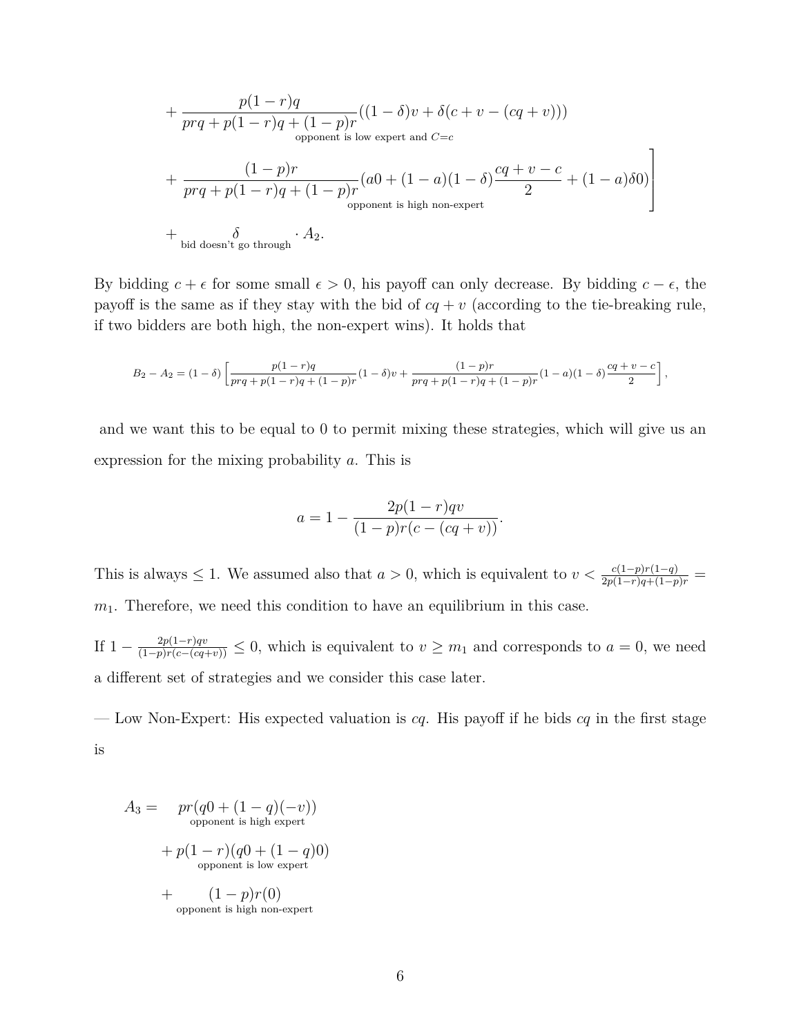$$
\begin{aligned}
&+ \underbrace{\frac{p(1-r)q}{prq + p(1-r)q + (1-p)r}((1-\delta)v + \delta(c + v - (cq+v)))}_{\text{opponent is low expert and } C=c} \\
&+ \underbrace{\frac{(1-p)r}{prq + p(1-r)q + (1-p)r}(a0 + (1-a)(1-\delta)\frac{cq+v-c}{2} + (1-a)\delta 0)}_{\text{opponent is high non-expert}}\Bigg] \\
&+ \underbrace{\delta}_{\text{bid doesn't go through}} \cdot A_2.
\end{aligned}
$$

By bidding $c + \epsilon$ for some small $\epsilon > 0$, his payoff can only decrease. By bidding $c - \epsilon$, the payoff is the same as if they stay with the bid of $cq + v$ (according to the tie-breaking rule, if two bidders are both high, the non-expert wins). It holds that

$$
B_2 - A_2 = (1-\delta)\left[\frac{p(1-r)q}{prq + p(1-r)q + (1-p)r}(1-\delta)v + \frac{(1-p)r}{prq + p(1-r)q + (1-p)r}(1-a)(1-\delta)\frac{cq+v-c}{2}\right],
$$

and we want this to be equal to 0 to permit mixing these strategies, which will give us an expression for the mixing probability $a$. This is

$$
a = 1 - \frac{2p(1-r)qv}{(1-p)r(c-(cq+v))}.
$$

This is always $\leq 1$. We assumed also that $a > 0$, which is equivalent to $v < \frac{c(1-p)r(1-q)}{2p(1-r)q+(1-p)r} = m_1$. Therefore, we need this condition to have an equilibrium in this case.

If $1 - \frac{2p(1-r)qv}{(1-p)r(c-(cq+v))} \leq 0$, which is equivalent to $v \geq m_1$ and corresponds to $a = 0$, we need a different set of strategies and we consider this case later.

— Low Non-Expert: His expected valuation is $cq$. His payoff if he bids $cq$ in the first stage is

$$
\begin{aligned}
A_3 = \;& \underbrace{pr(q0 + (1-q)(-v))}_{\text{opponent is high expert}} \\
&+ \underbrace{p(1-r)(q0 + (1-q)0)}_{\text{opponent is low expert}} \\
&+ \underbrace{(1-p)r(0)}_{\text{opponent is high non-expert}}
\end{aligned}
$$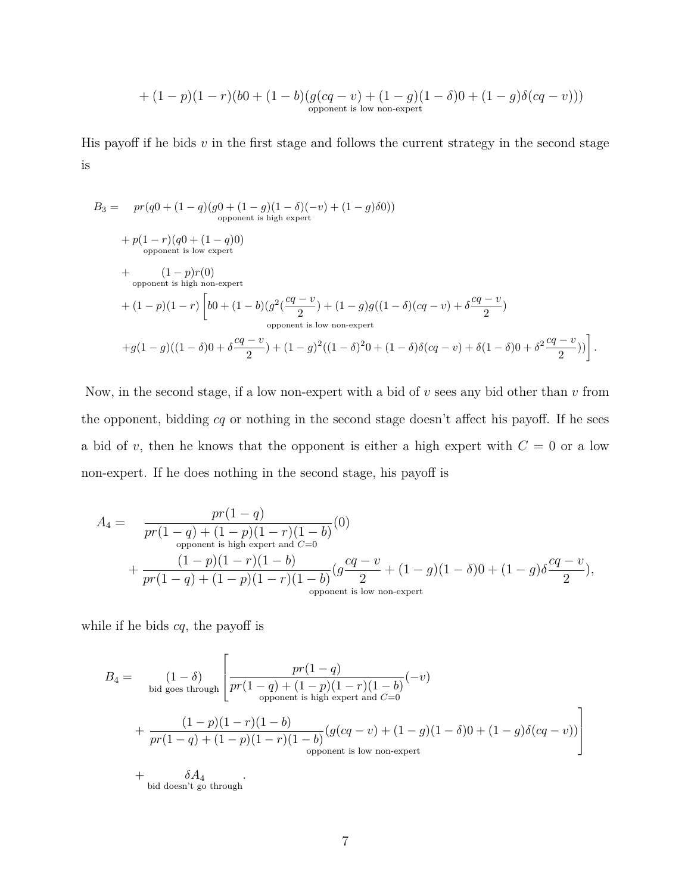$$+ (1-p)(1-r)\underbrace{(b0 + (1-b)(g(cq-v) + (1-g)(1-\delta)0 + (1-g)\delta(cq-v)))}_{\text{opponent is low non-expert}}$$

His payoff if he bids $v$ in the first stage and follows the current strategy in the second stage is

$$
\begin{aligned}
B_3 = \quad & pr\underbrace{(q0 + (1-q)(g0 + (1-g)(1-\delta)(-v) + (1-g)\delta 0))}_{\text{opponent is high expert}} \\
& + p(1-r)\underbrace{(q0 + (1-q)0)}_{\text{opponent is low expert}} \\
& + \underbrace{(1-p)r(0)}_{\text{opponent is high non-expert}} \\
& + (1-p)(1-r)\Bigg[b0 + (1-b)\underbrace{(g^2(\frac{cq-v}{2}) + (1-g)g((1-\delta)(cq-v) + \delta\frac{cq-v}{2})}_{\text{opponent is low non-expert}} \\
& + g(1-g)((1-\delta)0 + \delta\frac{cq-v}{2}) + (1-g)^2((1-\delta)^2 0 + (1-\delta)\delta(cq-v) + \delta(1-\delta)0 + \delta^2\frac{cq-v}{2}))\Bigg].
\end{aligned}
$$

Now, in the second stage, if a low non-expert with a bid of $v$ sees any bid other than $v$ from the opponent, bidding $cq$ or nothing in the second stage doesn't affect his payoff. If he sees a bid of $v$, then he knows that the opponent is either a high expert with $C = 0$ or a low non-expert. If he does nothing in the second stage, his payoff is

$$
\begin{aligned}
A_4 = \quad & \underbrace{\frac{pr(1-q)}{pr(1-q) + (1-p)(1-r)(1-b)}(0)}_{\text{opponent is high expert and } C=0} \\
& + \underbrace{\frac{(1-p)(1-r)(1-b)}{pr(1-q) + (1-p)(1-r)(1-b)}(g\frac{cq-v}{2} + (1-g)(1-\delta)0 + (1-g)\delta\frac{cq-v}{2})}_{\text{opponent is low non-expert}},
\end{aligned}
$$

while if he bids $cq$, the payoff is

$$
\begin{aligned}
B_4 = \quad & \underbrace{(1-\delta)}_{\text{bid goes through}}\Bigg[\underbrace{\frac{pr(1-q)}{pr(1-q) + (1-p)(1-r)(1-b)}(-v)}_{\text{opponent is high expert and } C=0} \\
& + \underbrace{\frac{(1-p)(1-r)(1-b)}{pr(1-q) + (1-p)(1-r)(1-b)}(g(cq-v) + (1-g)(1-\delta)0 + (1-g)\delta(cq-v))}_{\text{opponent is low non-expert}}\Bigg] \\
& + \underbrace{\delta A_4}_{\text{bid doesn't go through}}.
\end{aligned}
$$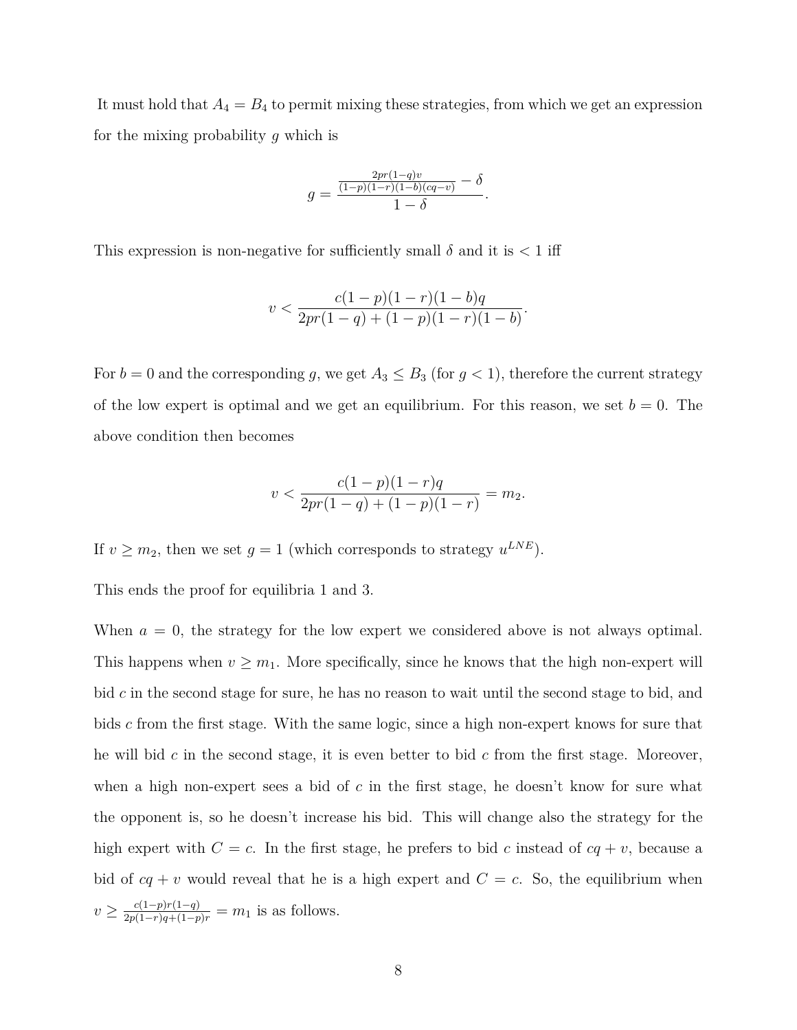It must hold that $A_4 = B_4$ to permit mixing these strategies, from which we get an expression for the mixing probability $g$ which is

$$g = \frac{\frac{2pr(1-q)v}{(1-p)(1-r)(1-b)(cq-v)} - \delta}{1-\delta}.$$

This expression is non-negative for sufficiently small $\delta$ and it is $< 1$ iff

$$v < \frac{c(1-p)(1-r)(1-b)q}{2pr(1-q) + (1-p)(1-r)(1-b)}.$$

For $b = 0$ and the corresponding $g$, we get $A_3 \leq B_3$ (for $g < 1$), therefore the current strategy of the low expert is optimal and we get an equilibrium. For this reason, we set $b = 0$. The above condition then becomes

$$v < \frac{c(1-p)(1-r)q}{2pr(1-q) + (1-p)(1-r)} = m_2.$$

If $v \geq m_2$, then we set $g = 1$ (which corresponds to strategy $u^{LNE}$).

This ends the proof for equilibria 1 and 3.

When $a = 0$, the strategy for the low expert we considered above is not always optimal. This happens when $v \geq m_1$. More specifically, since he knows that the high non-expert will bid $c$ in the second stage for sure, he has no reason to wait until the second stage to bid, and bids $c$ from the first stage. With the same logic, since a high non-expert knows for sure that he will bid $c$ in the second stage, it is even better to bid $c$ from the first stage. Moreover, when a high non-expert sees a bid of $c$ in the first stage, he doesn't know for sure what the opponent is, so he doesn't increase his bid. This will change also the strategy for the high expert with $C = c$. In the first stage, he prefers to bid $c$ instead of $cq + v$, because a bid of $cq + v$ would reveal that he is a high expert and $C = c$. So, the equilibrium when $v \geq \frac{c(1-p)r(1-q)}{2p(1-r)q+(1-p)r} = m_1$ is as follows.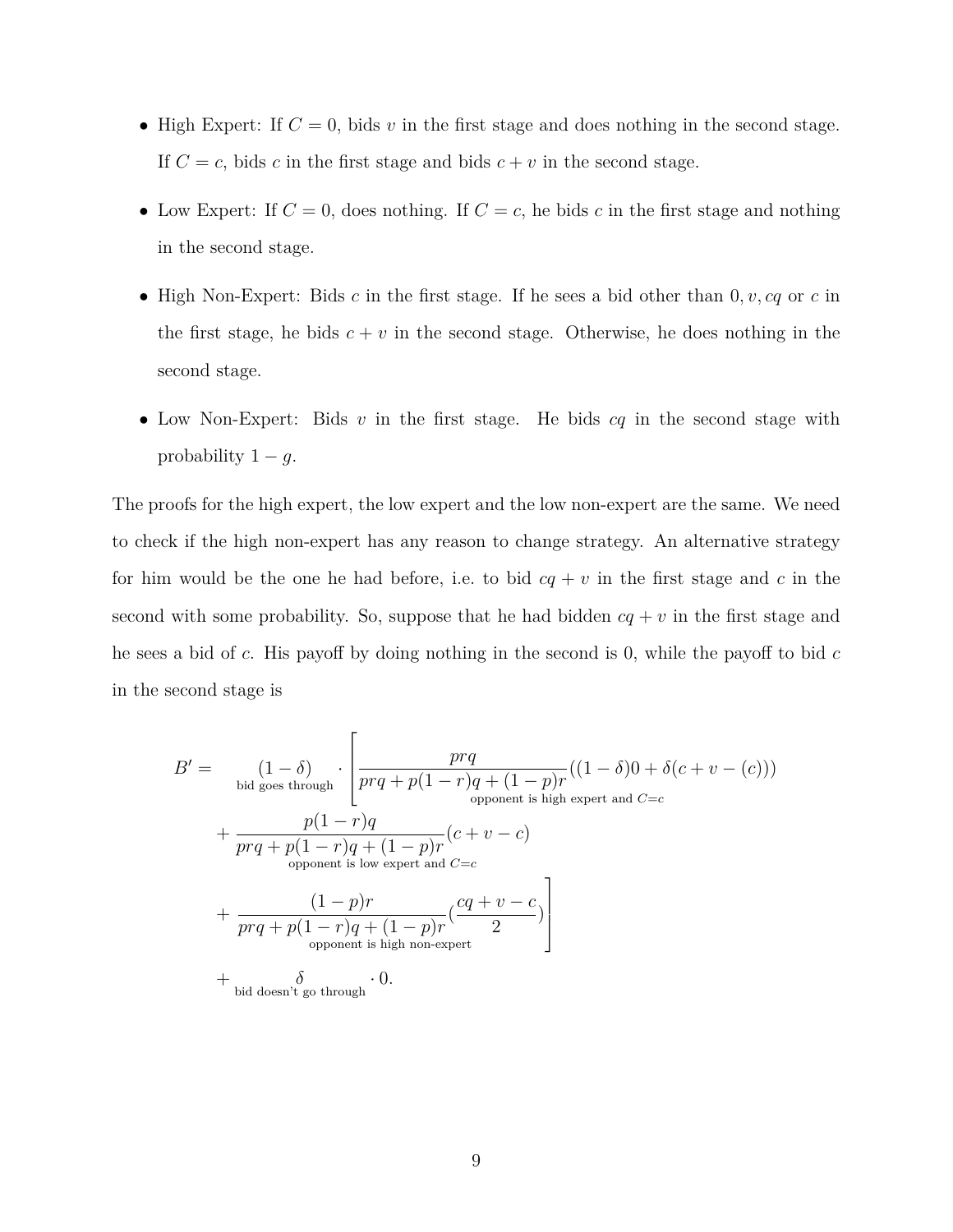- High Expert: If $C = 0$, bids $v$ in the first stage and does nothing in the second stage. If $C = c$, bids $c$ in the first stage and bids $c + v$ in the second stage.
- Low Expert: If $C = 0$, does nothing. If $C = c$, he bids $c$ in the first stage and nothing in the second stage.
- High Non-Expert: Bids $c$ in the first stage. If he sees a bid other than $0, v, cq$ or $c$ in the first stage, he bids $c + v$ in the second stage. Otherwise, he does nothing in the second stage.
- Low Non-Expert: Bids $v$ in the first stage. He bids $cq$ in the second stage with probability $1 - g$.

The proofs for the high expert, the low expert and the low non-expert are the same. We need to check if the high non-expert has any reason to change strategy. An alternative strategy for him would be the one he had before, i.e. to bid $cq + v$ in the first stage and $c$ in the second with some probability. So, suppose that he had bidden $cq + v$ in the first stage and he sees a bid of $c$. His payoff by doing nothing in the second is 0, while the payoff to bid $c$ in the second stage is

$$
\begin{aligned}
B' = \; & \underbrace{(1-\delta)}_{\text{bid goes through}} \cdot \Bigg[ \underbrace{\frac{prq}{prq + p(1-r)q + (1-p)r}}_{\text{opponent is high expert and } C=c} ((1-\delta)0 + \delta(c + v - (c))) \\
& + \underbrace{\frac{p(1-r)q}{prq + p(1-r)q + (1-p)r}}_{\text{opponent is low expert and } C=c} (c + v - c) \\
& + \underbrace{\frac{(1-p)r}{prq + p(1-r)q + (1-p)r}}_{\text{opponent is high non-expert}} \left( \frac{cq + v - c}{2} \right) \Bigg] \\
& + \underbrace{\delta}_{\text{bid doesn't go through}} \cdot 0.
\end{aligned}
$$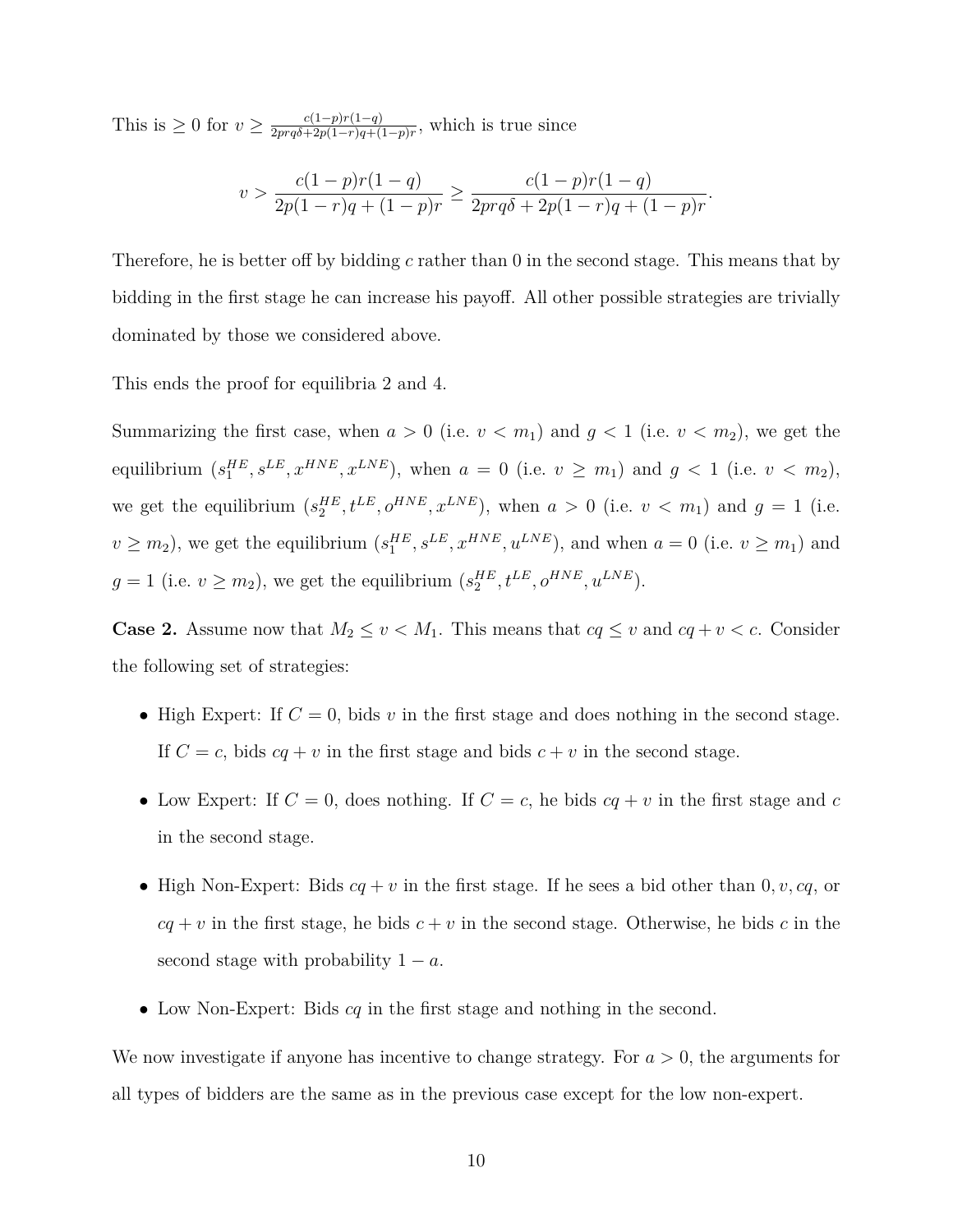This is $\geq 0$ for $v \geq \frac{c(1-p)r(1-q)}{2prq\delta+2p(1-r)q+(1-p)r}$, which is true since

$$v > \frac{c(1-p)r(1-q)}{2p(1-r)q+(1-p)r} \geq \frac{c(1-p)r(1-q)}{2prq\delta+2p(1-r)q+(1-p)r}.$$

Therefore, he is better off by bidding $c$ rather than 0 in the second stage. This means that by bidding in the first stage he can increase his payoff. All other possible strategies are trivially dominated by those we considered above.

This ends the proof for equilibria 2 and 4.

Summarizing the first case, when $a > 0$ (i.e. $v < m_1$) and $g < 1$ (i.e. $v < m_2$), we get the equilibrium $(s_1^{HE}, s^{LE}, x^{HNE}, x^{LNE})$, when $a = 0$ (i.e. $v \geq m_1$) and $g < 1$ (i.e. $v < m_2$), we get the equilibrium $(s_2^{HE}, t^{LE}, o^{HNE}, x^{LNE})$, when $a > 0$ (i.e. $v < m_1$) and $g = 1$ (i.e. $v \geq m_2$), we get the equilibrium $(s_1^{HE}, s^{LE}, x^{HNE}, u^{LNE})$, and when $a = 0$ (i.e. $v \geq m_1$) and $g = 1$ (i.e. $v \geq m_2$), we get the equilibrium $(s_2^{HE}, t^{LE}, o^{HNE}, u^{LNE})$.

**Case 2.** Assume now that $M_2 \leq v < M_1$. This means that $cq \leq v$ and $cq + v < c$. Consider the following set of strategies:

- High Expert: If $C = 0$, bids $v$ in the first stage and does nothing in the second stage. If $C = c$, bids $cq + v$ in the first stage and bids $c + v$ in the second stage.
- Low Expert: If $C = 0$, does nothing. If $C = c$, he bids $cq + v$ in the first stage and $c$ in the second stage.
- High Non-Expert: Bids $cq + v$ in the first stage. If he sees a bid other than $0, v, cq$, or $cq + v$ in the first stage, he bids $c + v$ in the second stage. Otherwise, he bids $c$ in the second stage with probability $1 - a$.
- Low Non-Expert: Bids $cq$ in the first stage and nothing in the second.

We now investigate if anyone has incentive to change strategy. For $a > 0$, the arguments for all types of bidders are the same as in the previous case except for the low non-expert.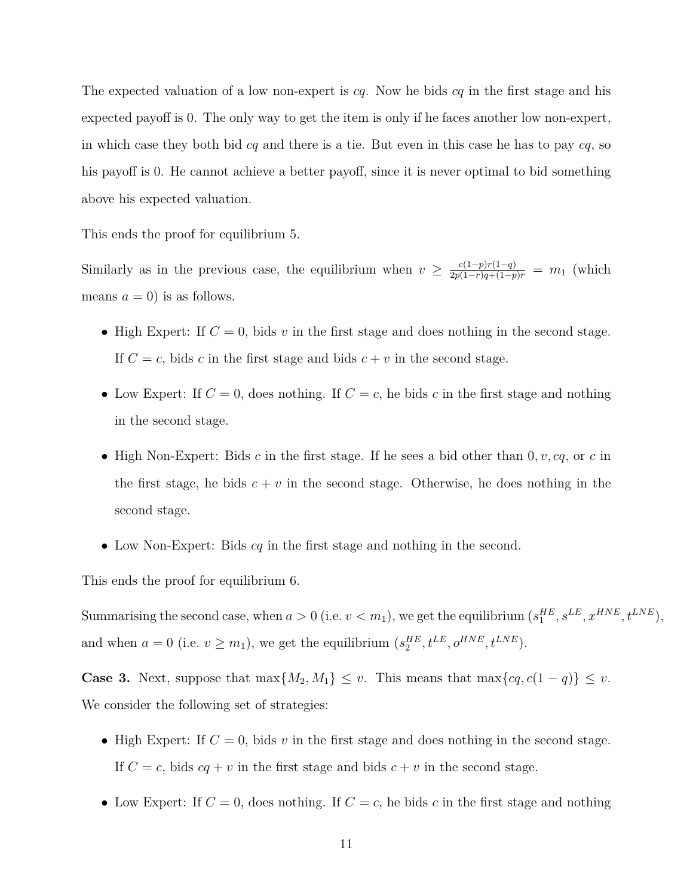The expected valuation of a low non-expert is $cq$. Now he bids $cq$ in the first stage and his expected payoff is 0. The only way to get the item is only if he faces another low non-expert, in which case they both bid $cq$ and there is a tie. But even in this case he has to pay $cq$, so his payoff is 0. He cannot achieve a better payoff, since it is never optimal to bid something above his expected valuation.

This ends the proof for equilibrium 5.

Similarly as in the previous case, the equilibrium when $v \geq \frac{c(1-p)r(1-q)}{2p(1-r)q+(1-p)r} = m_1$ (which means $a = 0$) is as follows.

- High Expert: If $C = 0$, bids $v$ in the first stage and does nothing in the second stage. If $C = c$, bids $c$ in the first stage and bids $c + v$ in the second stage.
- Low Expert: If $C = 0$, does nothing. If $C = c$, he bids $c$ in the first stage and nothing in the second stage.
- High Non-Expert: Bids $c$ in the first stage. If he sees a bid other than $0, v, cq$, or $c$ in the first stage, he bids $c + v$ in the second stage. Otherwise, he does nothing in the second stage.
- Low Non-Expert: Bids $cq$ in the first stage and nothing in the second.

This ends the proof for equilibrium 6.

Summarising the second case, when $a > 0$ (i.e. $v < m_1$), we get the equilibrium $(s_1^{HE}, s^{LE}, x^{HNE}, t^{LNE})$, and when $a = 0$ (i.e. $v \geq m_1$), we get the equilibrium $(s_2^{HE}, t^{LE}, o^{HNE}, t^{LNE})$.

**Case 3.** Next, suppose that $\max\{M_2, M_1\} \leq v$. This means that $\max\{cq, c(1-q)\} \leq v$. We consider the following set of strategies:

- High Expert: If $C = 0$, bids $v$ in the first stage and does nothing in the second stage. If $C = c$, bids $cq + v$ in the first stage and bids $c + v$ in the second stage.
- Low Expert: If $C = 0$, does nothing. If $C = c$, he bids $c$ in the first stage and nothing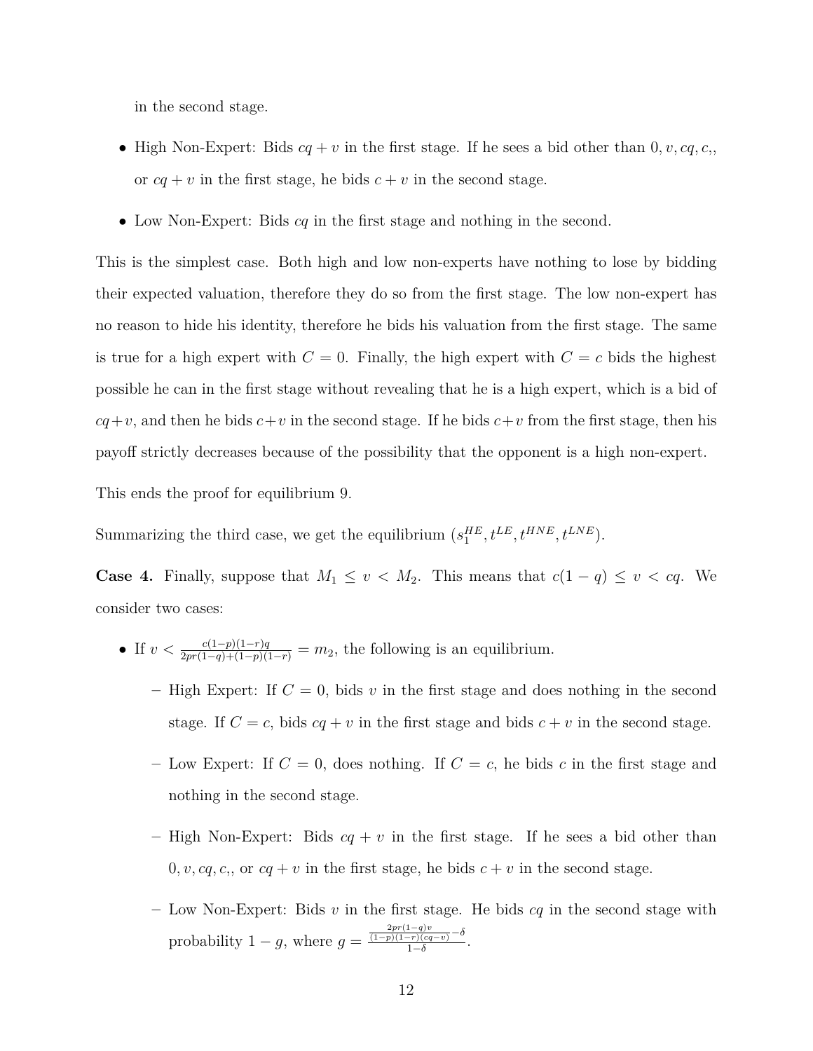in the second stage.

- High Non-Expert: Bids $cq + v$ in the first stage. If he sees a bid other than $0, v, cq, c,$, or $cq + v$ in the first stage, he bids $c + v$ in the second stage.
- Low Non-Expert: Bids $cq$ in the first stage and nothing in the second.

This is the simplest case. Both high and low non-experts have nothing to lose by bidding their expected valuation, therefore they do so from the first stage. The low non-expert has no reason to hide his identity, therefore he bids his valuation from the first stage. The same is true for a high expert with $C = 0$. Finally, the high expert with $C = c$ bids the highest possible he can in the first stage without revealing that he is a high expert, which is a bid of $cq+v$, and then he bids $c+v$ in the second stage. If he bids $c+v$ from the first stage, then his payoff strictly decreases because of the possibility that the opponent is a high non-expert.

This ends the proof for equilibrium 9.

Summarizing the third case, we get the equilibrium $(s_1^{HE}, t^{LE}, t^{HNE}, t^{LNE})$.

**Case 4.** Finally, suppose that $M_1 \leq v < M_2$. This means that $c(1-q) \leq v < cq$. We consider two cases:

- If $v < \frac{c(1-p)(1-r)q}{2pr(1-q)+(1-p)(1-r)} = m_2$, the following is an equilibrium.
  - High Expert: If $C = 0$, bids $v$ in the first stage and does nothing in the second stage. If $C = c$, bids $cq + v$ in the first stage and bids $c + v$ in the second stage.
  - Low Expert: If $C = 0$, does nothing. If $C = c$, he bids $c$ in the first stage and nothing in the second stage.
  - High Non-Expert: Bids $cq + v$ in the first stage. If he sees a bid other than $0, v, cq, c,$, or $cq + v$ in the first stage, he bids $c + v$ in the second stage.
  - Low Non-Expert: Bids $v$ in the first stage. He bids $cq$ in the second stage with probability $1 - g$, where $g = \frac{\frac{2pr(1-q)v}{(1-p)(1-r)(cq-v)} - \delta}{1-\delta}$.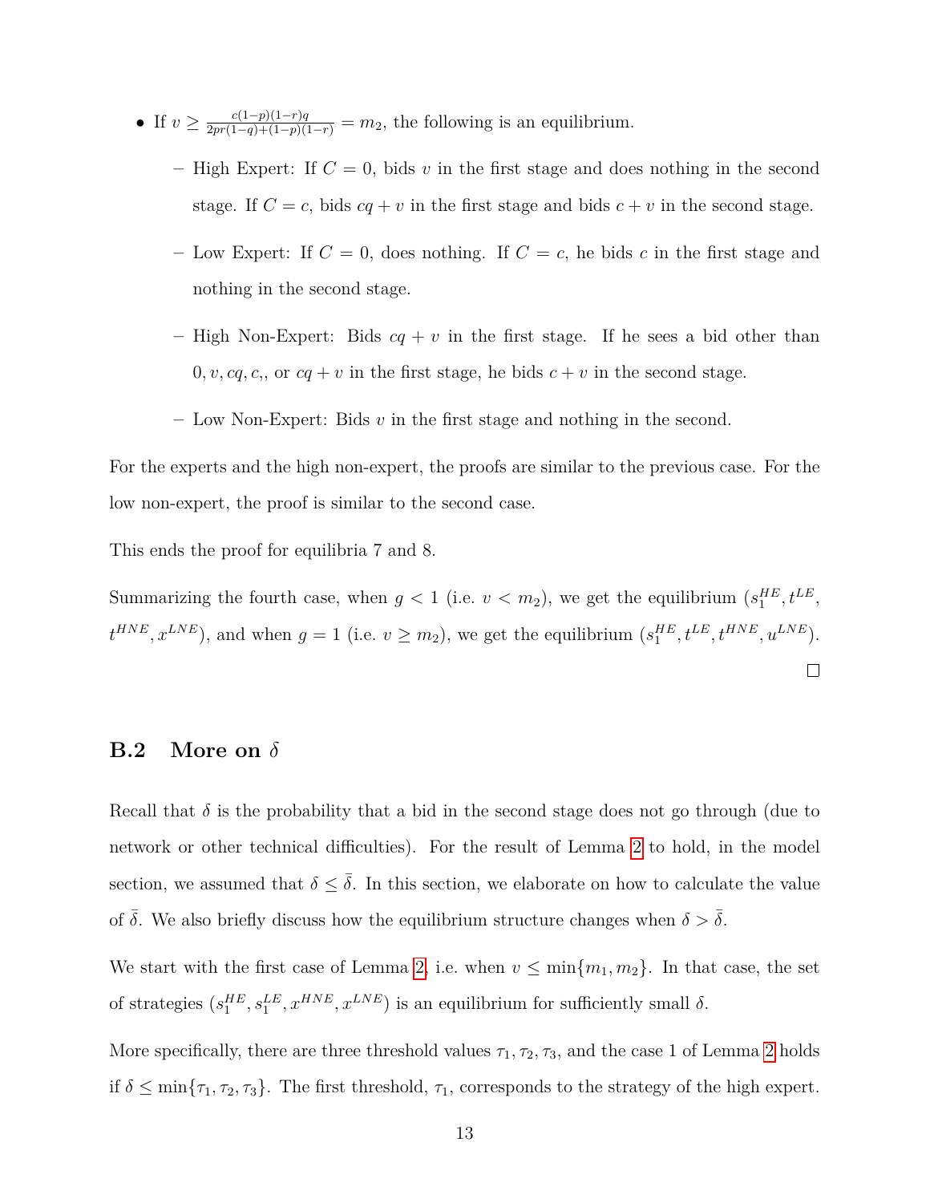- If $v \geq \frac{c(1-p)(1-r)q}{2pr(1-q)+(1-p)(1-r)} = m_2$, the following is an equilibrium.
  - High Expert: If $C = 0$, bids $v$ in the first stage and does nothing in the second stage. If $C = c$, bids $cq + v$ in the first stage and bids $c + v$ in the second stage.
  - Low Expert: If $C = 0$, does nothing. If $C = c$, he bids $c$ in the first stage and nothing in the second stage.
  - High Non-Expert: Bids $cq + v$ in the first stage. If he sees a bid other than $0, v, cq, c,$, or $cq + v$ in the first stage, he bids $c + v$ in the second stage.
  - Low Non-Expert: Bids $v$ in the first stage and nothing in the second.

For the experts and the high non-expert, the proofs are similar to the previous case. For the low non-expert, the proof is similar to the second case.

This ends the proof for equilibria 7 and 8.

Summarizing the fourth case, when $g < 1$ (i.e. $v < m_2$), we get the equilibrium ($s_1^{HE}, t^{LE}, t^{HNE}, x^{LNE}$), and when $g = 1$ (i.e. $v \geq m_2$), we get the equilibrium ($s_1^{HE}, t^{LE}, t^{HNE}, u^{LNE}$). □

## B.2 More on $\delta$

Recall that $\delta$ is the probability that a bid in the second stage does not go through (due to network or other technical difficulties). For the result of Lemma 2 to hold, in the model section, we assumed that $\delta \leq \bar{\delta}$. In this section, we elaborate on how to calculate the value of $\bar{\delta}$. We also briefly discuss how the equilibrium structure changes when $\delta > \bar{\delta}$.

We start with the first case of Lemma 2, i.e. when $v \leq \min\{m_1, m_2\}$. In that case, the set of strategies ($s_1^{HE}, s_1^{LE}, x^{HNE}, x^{LNE}$) is an equilibrium for sufficiently small $\delta$.

More specifically, there are three threshold values $\tau_1, \tau_2, \tau_3$, and the case 1 of Lemma 2 holds if $\delta \leq \min\{\tau_1, \tau_2, \tau_3\}$. The first threshold, $\tau_1$, corresponds to the strategy of the high expert.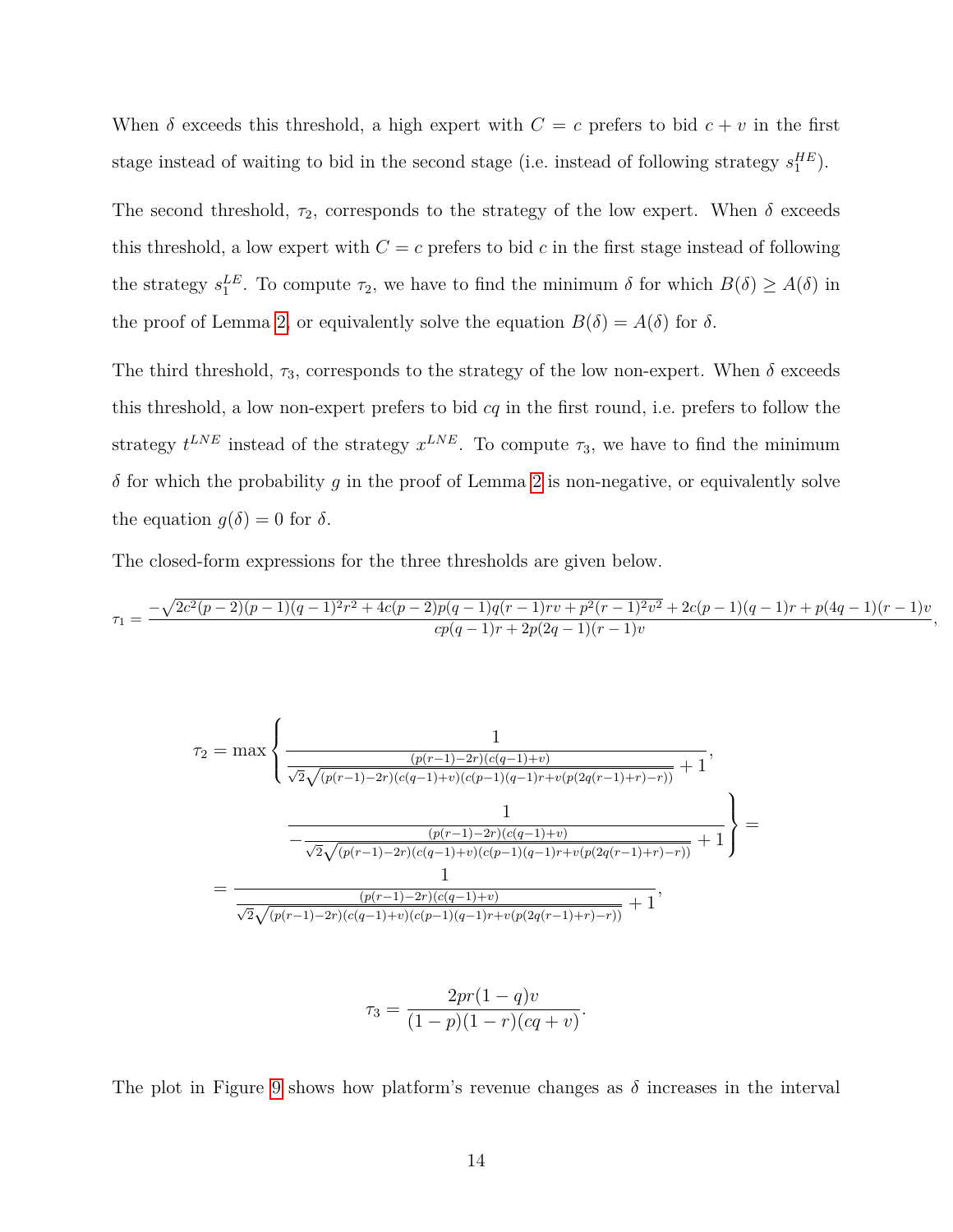When $\delta$ exceeds this threshold, a high expert with $C = c$ prefers to bid $c + v$ in the first stage instead of waiting to bid in the second stage (i.e. instead of following strategy $s_1^{HE}$).

The second threshold, $\tau_2$, corresponds to the strategy of the low expert. When $\delta$ exceeds this threshold, a low expert with $C = c$ prefers to bid $c$ in the first stage instead of following the strategy $s_1^{LE}$. To compute $\tau_2$, we have to find the minimum $\delta$ for which $B(\delta) \geq A(\delta)$ in the proof of Lemma 2, or equivalently solve the equation $B(\delta) = A(\delta)$ for $\delta$.

The third threshold, $\tau_3$, corresponds to the strategy of the low non-expert. When $\delta$ exceeds this threshold, a low non-expert prefers to bid $cq$ in the first round, i.e. prefers to follow the strategy $t^{LNE}$ instead of the strategy $x^{LNE}$. To compute $\tau_3$, we have to find the minimum $\delta$ for which the probability $g$ in the proof of Lemma 2 is non-negative, or equivalently solve the equation $g(\delta) = 0$ for $\delta$.

The closed-form expressions for the three thresholds are given below.

$$\tau_1 = \frac{-\sqrt{2c^2(p-2)(p-1)(q-1)^2r^2 + 4c(p-2)p(q-1)q(r-1)rv + p^2(r-1)^2v^2} + 2c(p-1)(q-1)r + p(4q-1)(r-1)v}{cp(q-1)r + 2p(2q-1)(r-1)v},$$

$$\begin{aligned}
\tau_2 = \max\Bigg\{ & \frac{1}{\frac{(p(r-1)-2r)(c(q-1)+v)}{\sqrt{2}\sqrt{(p(r-1)-2r)(c(q-1)+v)(c(p-1)(q-1)r+v(p(2q(r-1)+r)-r))}} + 1}, \\
& \frac{1}{-\frac{(p(r-1)-2r)(c(q-1)+v)}{\sqrt{2}\sqrt{(p(r-1)-2r)(c(q-1)+v)(c(p-1)(q-1)r+v(p(2q(r-1)+r)-r))}} + 1} \Bigg\} = \\
= & \frac{1}{\frac{(p(r-1)-2r)(c(q-1)+v)}{\sqrt{2}\sqrt{(p(r-1)-2r)(c(q-1)+v)(c(p-1)(q-1)r+v(p(2q(r-1)+r)-r))}} + 1},
\end{aligned}$$

$$\tau_3 = \frac{2pr(1-q)v}{(1-p)(1-r)(cq+v)}.$$

The plot in Figure 9 shows how platform's revenue changes as $\delta$ increases in the interval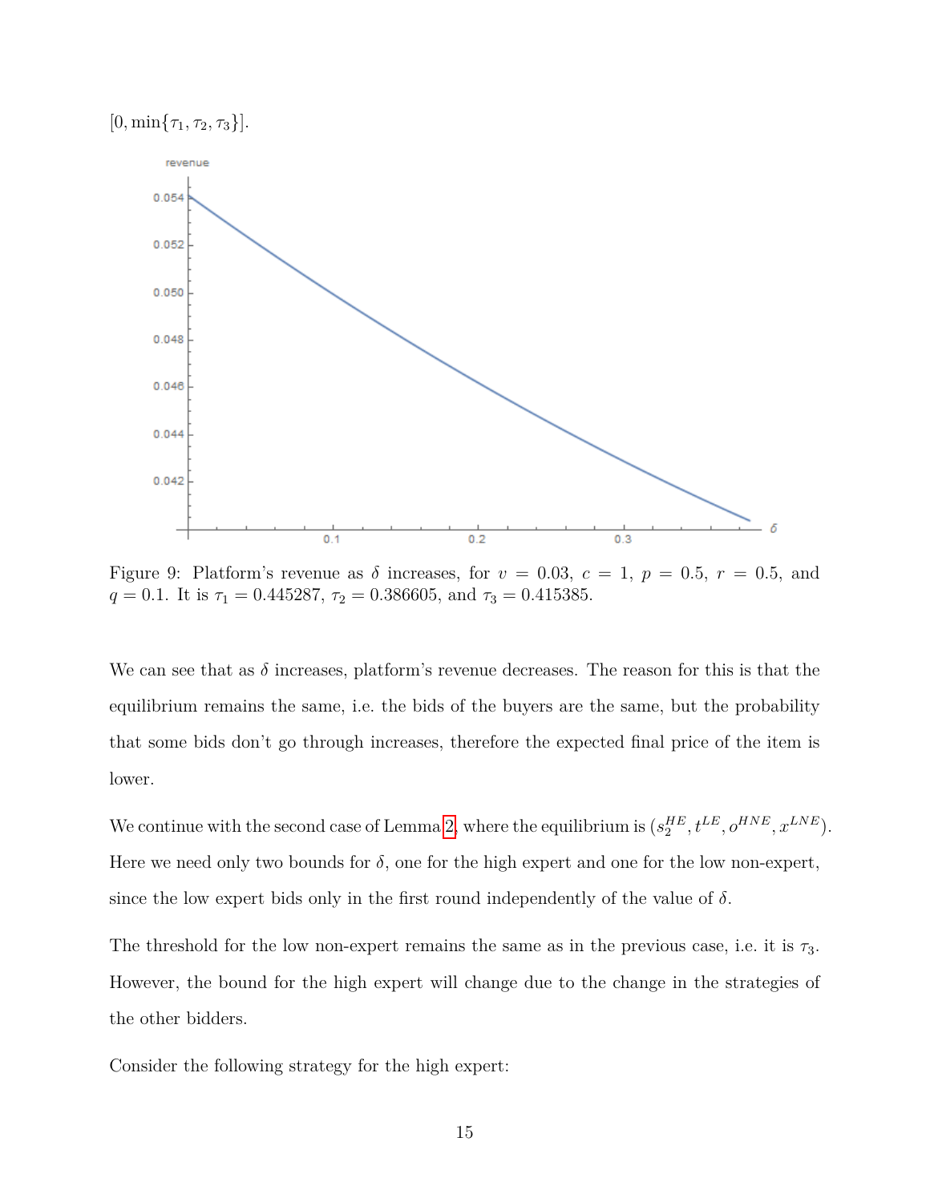$[0, \min\{\tau_1, \tau_2, \tau_3\}]$.

Figure 9: Platform's revenue as $\delta$ increases, for $v = 0.03$, $c = 1$, $p = 0.5$, $r = 0.5$, and $q = 0.1$. It is $\tau_1 = 0.445287$, $\tau_2 = 0.386605$, and $\tau_3 = 0.415385$.

We can see that as $\delta$ increases, platform's revenue decreases. The reason for this is that the equilibrium remains the same, i.e. the bids of the buyers are the same, but the probability that some bids don't go through increases, therefore the expected final price of the item is lower.

We continue with the second case of Lemma 2, where the equilibrium is $(s_2^{HE}, t^{LE}, o^{HNE}, x^{LNE})$. Here we need only two bounds for $\delta$, one for the high expert and one for the low non-expert, since the low expert bids only in the first round independently of the value of $\delta$.

The threshold for the low non-expert remains the same as in the previous case, i.e. it is $\tau_3$. However, the bound for the high expert will change due to the change in the strategies of the other bidders.

Consider the following strategy for the high expert: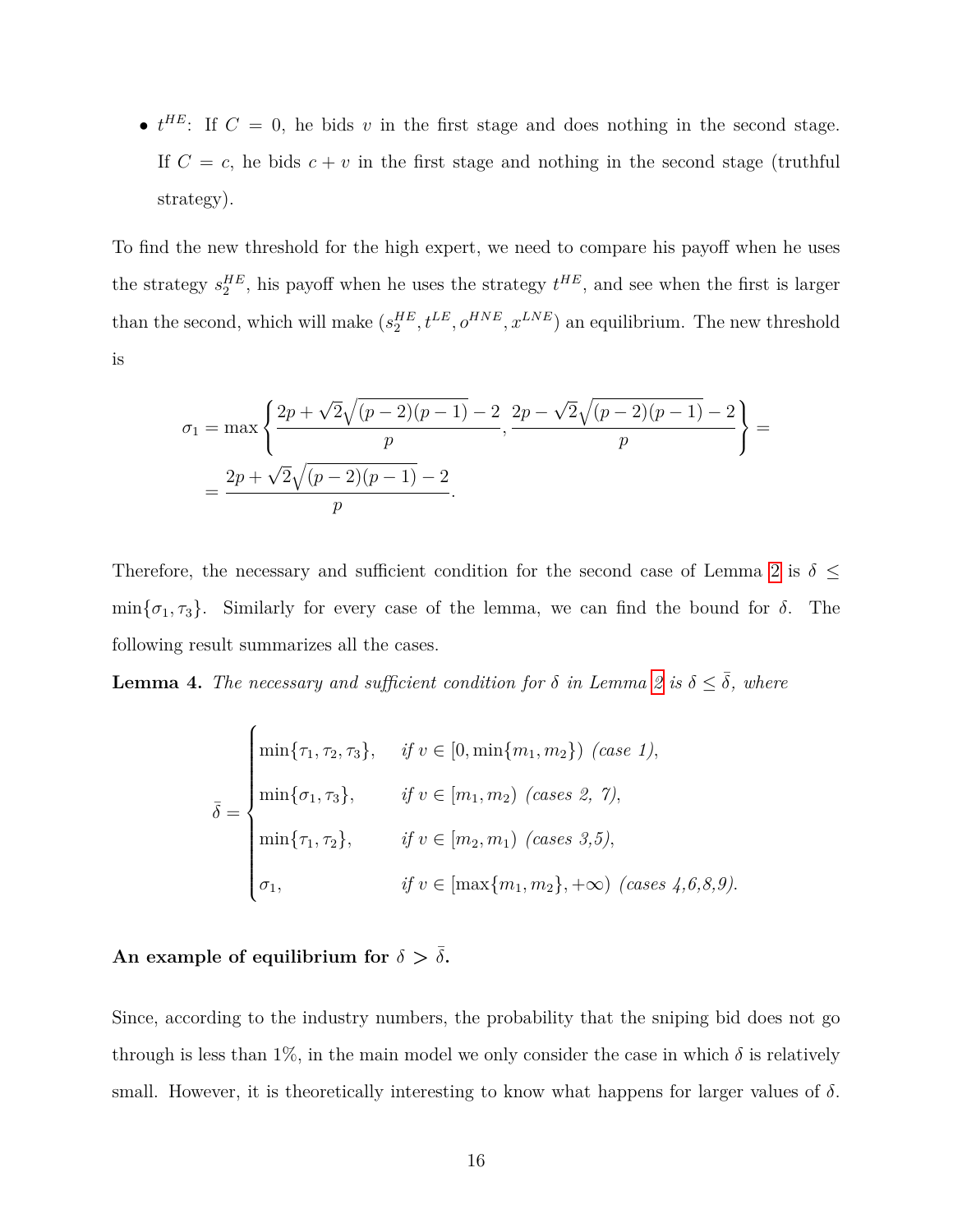- $t^{HE}$: If $C = 0$, he bids $v$ in the first stage and does nothing in the second stage. If $C = c$, he bids $c + v$ in the first stage and nothing in the second stage (truthful strategy).

To find the new threshold for the high expert, we need to compare his payoff when he uses the strategy $s_2^{HE}$, his payoff when he uses the strategy $t^{HE}$, and see when the first is larger than the second, which will make $(s_2^{HE}, t^{LE}, o^{HNE}, x^{LNE})$ an equilibrium. The new threshold is

$$
\sigma_1 = \max\left\{ \frac{2p + \sqrt{2}\sqrt{(p-2)(p-1)} - 2}{p}, \frac{2p - \sqrt{2}\sqrt{(p-2)(p-1)} - 2}{p} \right\} =
$$

$$
= \frac{2p + \sqrt{2}\sqrt{(p-2)(p-1)} - 2}{p}.
$$

Therefore, the necessary and sufficient condition for the second case of Lemma 2 is $\delta \leq \min\{\sigma_1, \tau_3\}$. Similarly for every case of the lemma, we can find the bound for $\delta$. The following result summarizes all the cases.

**Lemma 4.** *The necessary and sufficient condition for $\delta$ in Lemma 2 is $\delta \leq \bar{\delta}$, where*

$$
\bar{\delta} = \begin{cases} \min\{\tau_1, \tau_2, \tau_3\}, & \text{if } v \in [0, \min\{m_1, m_2\}) \text{ (case 1)}, \\ \min\{\sigma_1, \tau_3\}, & \text{if } v \in [m_1, m_2) \text{ (cases 2, 7)}, \\ \min\{\tau_1, \tau_2\}, & \text{if } v \in [m_2, m_1) \text{ (cases 3,5)}, \\ \sigma_1, & \text{if } v \in [\max\{m_1, m_2\}, +\infty) \text{ (cases 4,6,8,9)}. \end{cases}
$$

**An example of equilibrium for $\delta > \bar{\delta}$.**

Since, according to the industry numbers, the probability that the sniping bid does not go through is less than 1%, in the main model we only consider the case in which $\delta$ is relatively small. However, it is theoretically interesting to know what happens for larger values of $\delta$.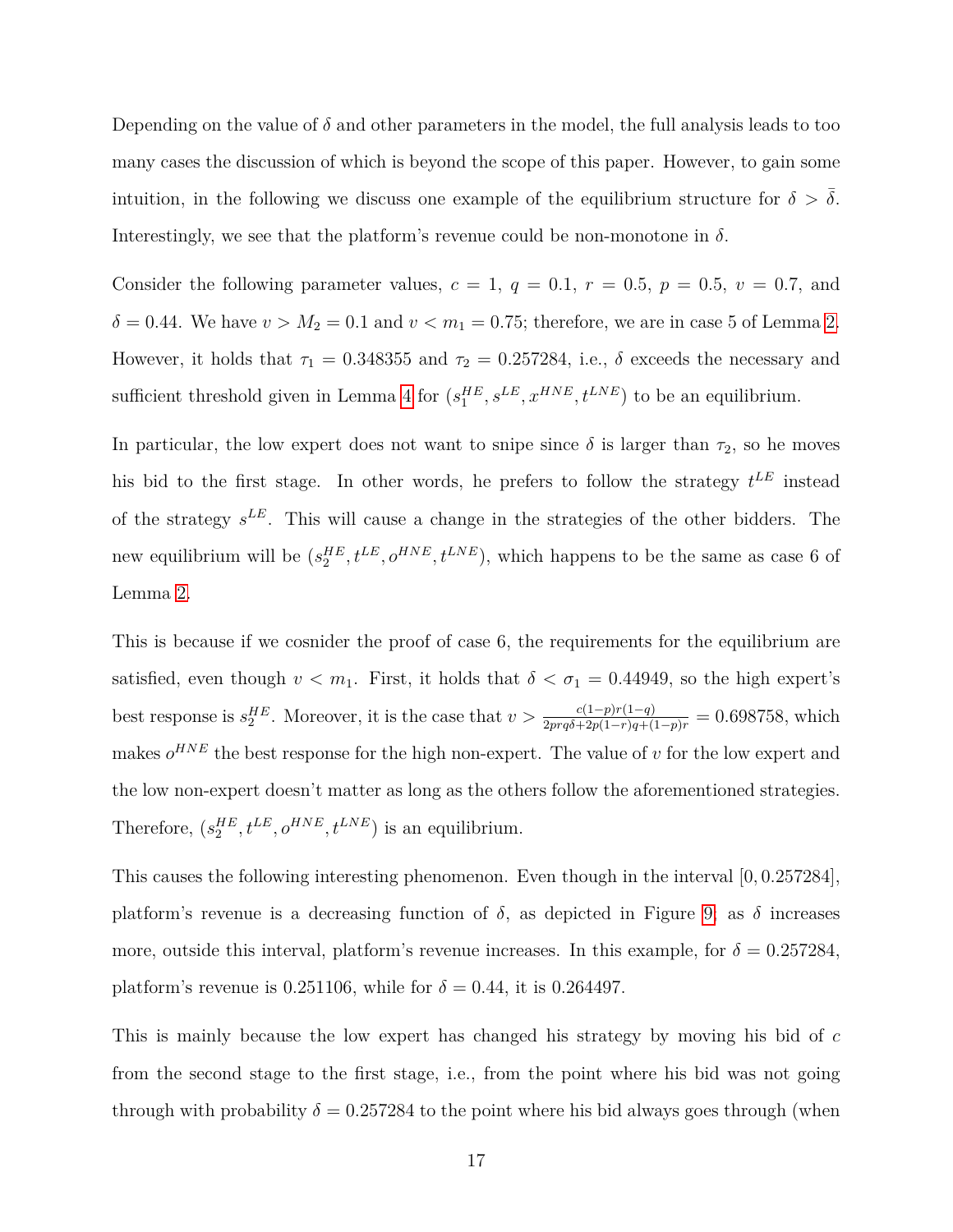Depending on the value of $\delta$ and other parameters in the model, the full analysis leads to too many cases the discussion of which is beyond the scope of this paper. However, to gain some intuition, in the following we discuss one example of the equilibrium structure for $\delta > \bar{\delta}$. Interestingly, we see that the platform's revenue could be non-monotone in $\delta$.

Consider the following parameter values, $c = 1$, $q = 0.1$, $r = 0.5$, $p = 0.5$, $v = 0.7$, and $\delta = 0.44$. We have $v > M_2 = 0.1$ and $v < m_1 = 0.75$; therefore, we are in case 5 of Lemma 2. However, it holds that $\tau_1 = 0.348355$ and $\tau_2 = 0.257284$, i.e., $\delta$ exceeds the necessary and sufficient threshold given in Lemma 4 for $(s_1^{HE}, s^{LE}, x^{HNE}, t^{LNE})$ to be an equilibrium.

In particular, the low expert does not want to snipe since $\delta$ is larger than $\tau_2$, so he moves his bid to the first stage. In other words, he prefers to follow the strategy $t^{LE}$ instead of the strategy $s^{LE}$. This will cause a change in the strategies of the other bidders. The new equilibrium will be $(s_2^{HE}, t^{LE}, o^{HNE}, t^{LNE})$, which happens to be the same as case 6 of Lemma 2.

This is because if we cosnider the proof of case 6, the requirements for the equilibrium are satisfied, even though $v < m_1$. First, it holds that $\delta < \sigma_1 = 0.44949$, so the high expert's best response is $s_2^{HE}$. Moreover, it is the case that $v > \frac{c(1-p)r(1-q)}{2prq\delta+2p(1-r)q+(1-p)r} = 0.698758$, which makes $o^{HNE}$ the best response for the high non-expert. The value of $v$ for the low expert and the low non-expert doesn't matter as long as the others follow the aforementioned strategies. Therefore, $(s_2^{HE}, t^{LE}, o^{HNE}, t^{LNE})$ is an equilibrium.

This causes the following interesting phenomenon. Even though in the interval $[0, 0.257284]$, platform's revenue is a decreasing function of $\delta$, as depicted in Figure 9; as $\delta$ increases more, outside this interval, platform's revenue increases. In this example, for $\delta = 0.257284$, platform's revenue is 0.251106, while for $\delta = 0.44$, it is 0.264497.

This is mainly because the low expert has changed his strategy by moving his bid of $c$ from the second stage to the first stage, i.e., from the point where his bid was not going through with probability $\delta = 0.257284$ to the point where his bid always goes through (when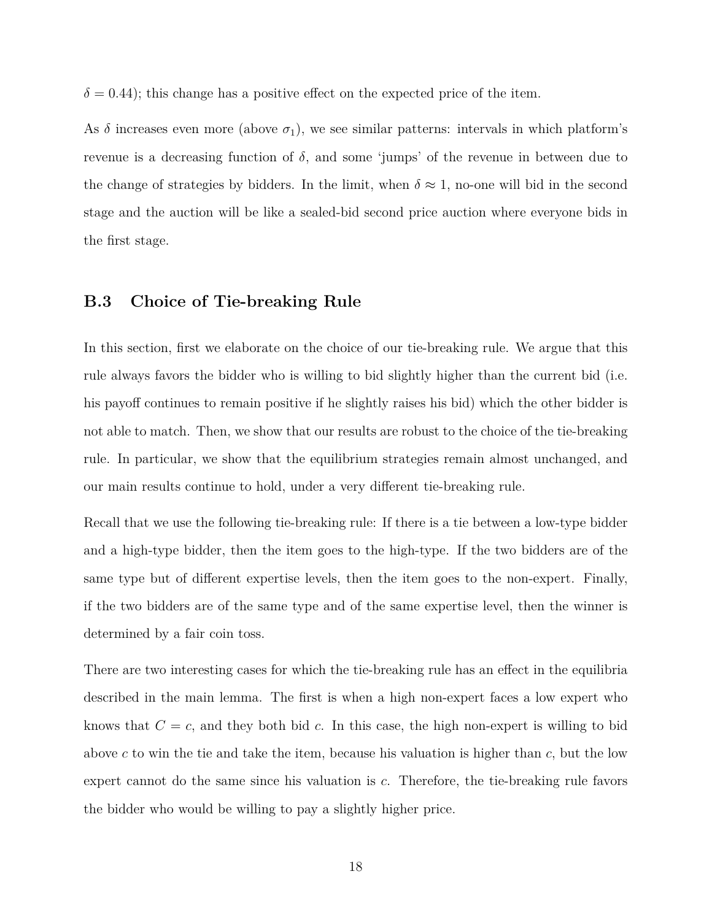$\delta = 0.44$); this change has a positive effect on the expected price of the item.

As $\delta$ increases even more (above $\sigma_1$), we see similar patterns: intervals in which platform's revenue is a decreasing function of $\delta$, and some 'jumps' of the revenue in between due to the change of strategies by bidders. In the limit, when $\delta \approx 1$, no-one will bid in the second stage and the auction will be like a sealed-bid second price auction where everyone bids in the first stage.

### B.3 Choice of Tie-breaking Rule

In this section, first we elaborate on the choice of our tie-breaking rule. We argue that this rule always favors the bidder who is willing to bid slightly higher than the current bid (i.e. his payoff continues to remain positive if he slightly raises his bid) which the other bidder is not able to match. Then, we show that our results are robust to the choice of the tie-breaking rule. In particular, we show that the equilibrium strategies remain almost unchanged, and our main results continue to hold, under a very different tie-breaking rule.

Recall that we use the following tie-breaking rule: If there is a tie between a low-type bidder and a high-type bidder, then the item goes to the high-type. If the two bidders are of the same type but of different expertise levels, then the item goes to the non-expert. Finally, if the two bidders are of the same type and of the same expertise level, then the winner is determined by a fair coin toss.

There are two interesting cases for which the tie-breaking rule has an effect in the equilibria described in the main lemma. The first is when a high non-expert faces a low expert who knows that $C = c$, and they both bid $c$. In this case, the high non-expert is willing to bid above $c$ to win the tie and take the item, because his valuation is higher than $c$, but the low expert cannot do the same since his valuation is $c$. Therefore, the tie-breaking rule favors the bidder who would be willing to pay a slightly higher price.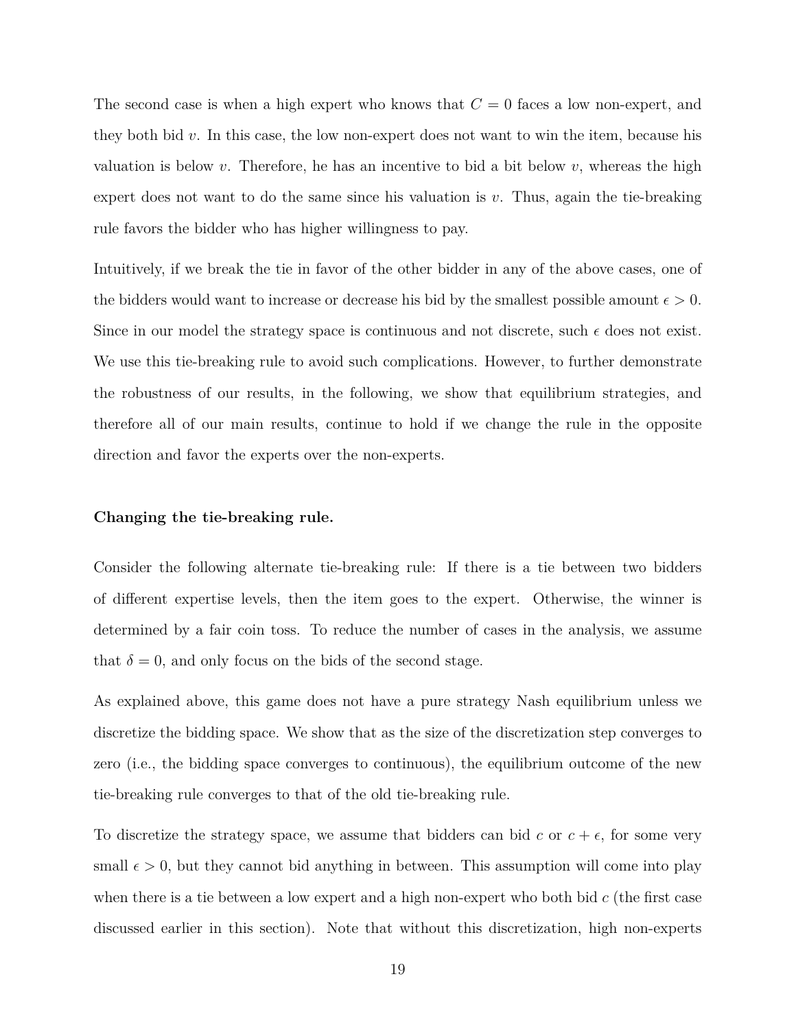The second case is when a high expert who knows that $C = 0$ faces a low non-expert, and they both bid $v$. In this case, the low non-expert does not want to win the item, because his valuation is below $v$. Therefore, he has an incentive to bid a bit below $v$, whereas the high expert does not want to do the same since his valuation is $v$. Thus, again the tie-breaking rule favors the bidder who has higher willingness to pay.

Intuitively, if we break the tie in favor of the other bidder in any of the above cases, one of the bidders would want to increase or decrease his bid by the smallest possible amount $\epsilon > 0$. Since in our model the strategy space is continuous and not discrete, such $\epsilon$ does not exist. We use this tie-breaking rule to avoid such complications. However, to further demonstrate the robustness of our results, in the following, we show that equilibrium strategies, and therefore all of our main results, continue to hold if we change the rule in the opposite direction and favor the experts over the non-experts.

**Changing the tie-breaking rule.**

Consider the following alternate tie-breaking rule: If there is a tie between two bidders of different expertise levels, then the item goes to the expert. Otherwise, the winner is determined by a fair coin toss. To reduce the number of cases in the analysis, we assume that $\delta = 0$, and only focus on the bids of the second stage.

As explained above, this game does not have a pure strategy Nash equilibrium unless we discretize the bidding space. We show that as the size of the discretization step converges to zero (i.e., the bidding space converges to continuous), the equilibrium outcome of the new tie-breaking rule converges to that of the old tie-breaking rule.

To discretize the strategy space, we assume that bidders can bid $c$ or $c + \epsilon$, for some very small $\epsilon > 0$, but they cannot bid anything in between. This assumption will come into play when there is a tie between a low expert and a high non-expert who both bid $c$ (the first case discussed earlier in this section). Note that without this discretization, high non-experts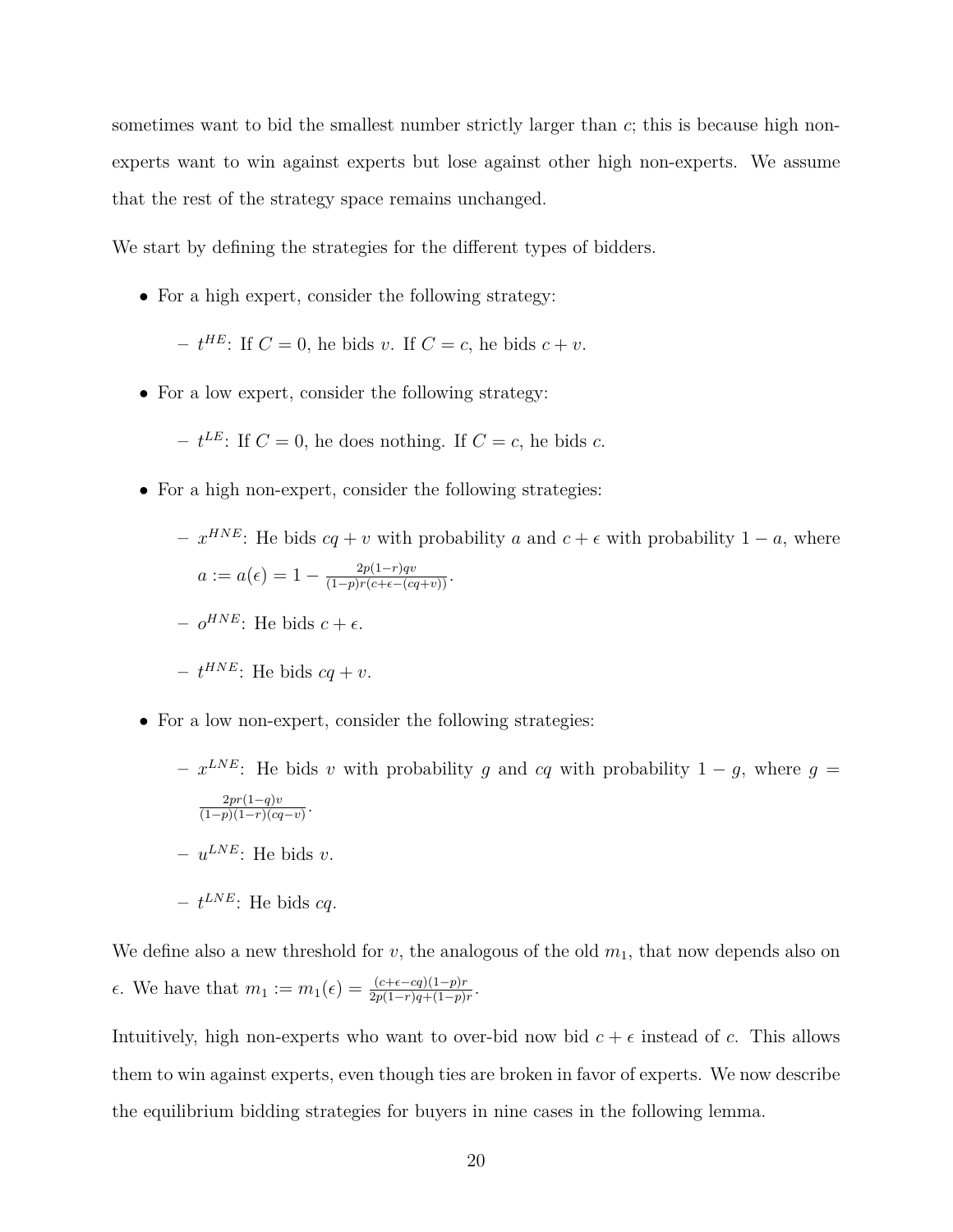sometimes want to bid the smallest number strictly larger than $c$; this is because high non-experts want to win against experts but lose against other high non-experts. We assume that the rest of the strategy space remains unchanged.

We start by defining the strategies for the different types of bidders.

- For a high expert, consider the following strategy:
  - $t^{HE}$: If $C = 0$, he bids $v$. If $C = c$, he bids $c + v$.
- For a low expert, consider the following strategy:
  - $t^{LE}$: If $C = 0$, he does nothing. If $C = c$, he bids $c$.
- For a high non-expert, consider the following strategies:
  - $x^{HNE}$: He bids $cq + v$ with probability $a$ and $c + \epsilon$ with probability $1 - a$, where $a := a(\epsilon) = 1 - \frac{2p(1-r)qv}{(1-p)r(c+\epsilon-(cq+v))}$.
  - $o^{HNE}$: He bids $c + \epsilon$.
  - $t^{HNE}$: He bids $cq + v$.
- For a low non-expert, consider the following strategies:
  - $x^{LNE}$: He bids $v$ with probability $g$ and $cq$ with probability $1 - g$, where $g = \frac{2pr(1-q)v}{(1-p)(1-r)(cq-v)}$.
  - $u^{LNE}$: He bids $v$.
  - $t^{LNE}$: He bids $cq$.

We define also a new threshold for $v$, the analogous of the old $m_1$, that now depends also on $\epsilon$. We have that $m_1 := m_1(\epsilon) = \frac{(c+\epsilon-cq)(1-p)r}{2p(1-r)q+(1-p)r}$.

Intuitively, high non-experts who want to over-bid now bid $c + \epsilon$ instead of $c$. This allows them to win against experts, even though ties are broken in favor of experts. We now describe the equilibrium bidding strategies for buyers in nine cases in the following lemma.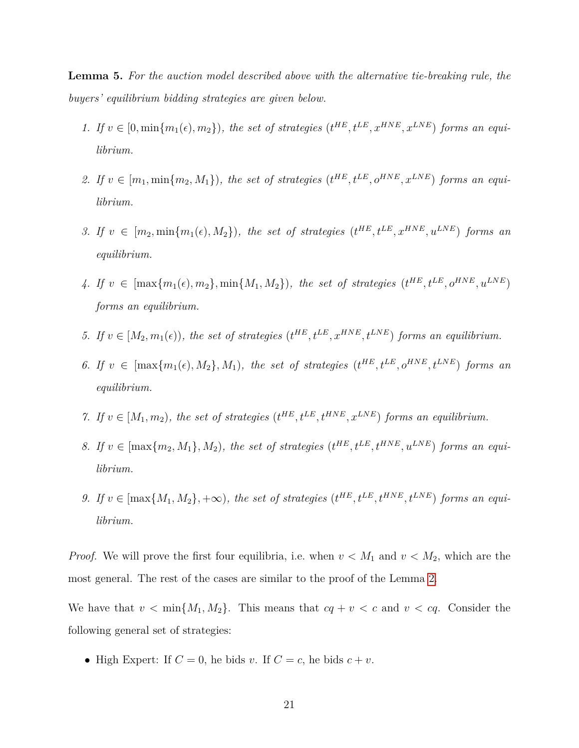**Lemma 5.** *For the auction model described above with the alternative tie-breaking rule, the buyers' equilibrium bidding strategies are given below.*

1. *If $v \in [0, \min\{m_1(\epsilon), m_2\})$, the set of strategies $(t^{HE}, t^{LE}, x^{HNE}, x^{LNE})$ forms an equilibrium.*
2. *If $v \in [m_1, \min\{m_2, M_1\})$, the set of strategies $(t^{HE}, t^{LE}, o^{HNE}, x^{LNE})$ forms an equilibrium.*
3. *If $v \in [m_2, \min\{m_1(\epsilon), M_2\})$, the set of strategies $(t^{HE}, t^{LE}, x^{HNE}, u^{LNE})$ forms an equilibrium.*
4. *If $v \in [\max\{m_1(\epsilon), m_2\}, \min\{M_1, M_2\})$, the set of strategies $(t^{HE}, t^{LE}, o^{HNE}, u^{LNE})$ forms an equilibrium.*
5. *If $v \in [M_2, m_1(\epsilon))$, the set of strategies $(t^{HE}, t^{LE}, x^{HNE}, t^{LNE})$ forms an equilibrium.*
6. *If $v \in [\max\{m_1(\epsilon), M_2\}, M_1)$, the set of strategies $(t^{HE}, t^{LE}, o^{HNE}, t^{LNE})$ forms an equilibrium.*
7. *If $v \in [M_1, m_2)$, the set of strategies $(t^{HE}, t^{LE}, t^{HNE}, x^{LNE})$ forms an equilibrium.*
8. *If $v \in [\max\{m_2, M_1\}, M_2)$, the set of strategies $(t^{HE}, t^{LE}, t^{HNE}, u^{LNE})$ forms an equilibrium.*
9. *If $v \in [\max\{M_1, M_2\}, +\infty)$, the set of strategies $(t^{HE}, t^{LE}, t^{HNE}, t^{LNE})$ forms an equilibrium.*

*Proof.* We will prove the first four equilibria, i.e. when $v < M_1$ and $v < M_2$, which are the most general. The rest of the cases are similar to the proof of the Lemma 2.

We have that $v < \min\{M_1, M_2\}$. This means that $cq + v < c$ and $v < cq$. Consider the following general set of strategies:

- High Expert: If $C = 0$, he bids $v$. If $C = c$, he bids $c + v$.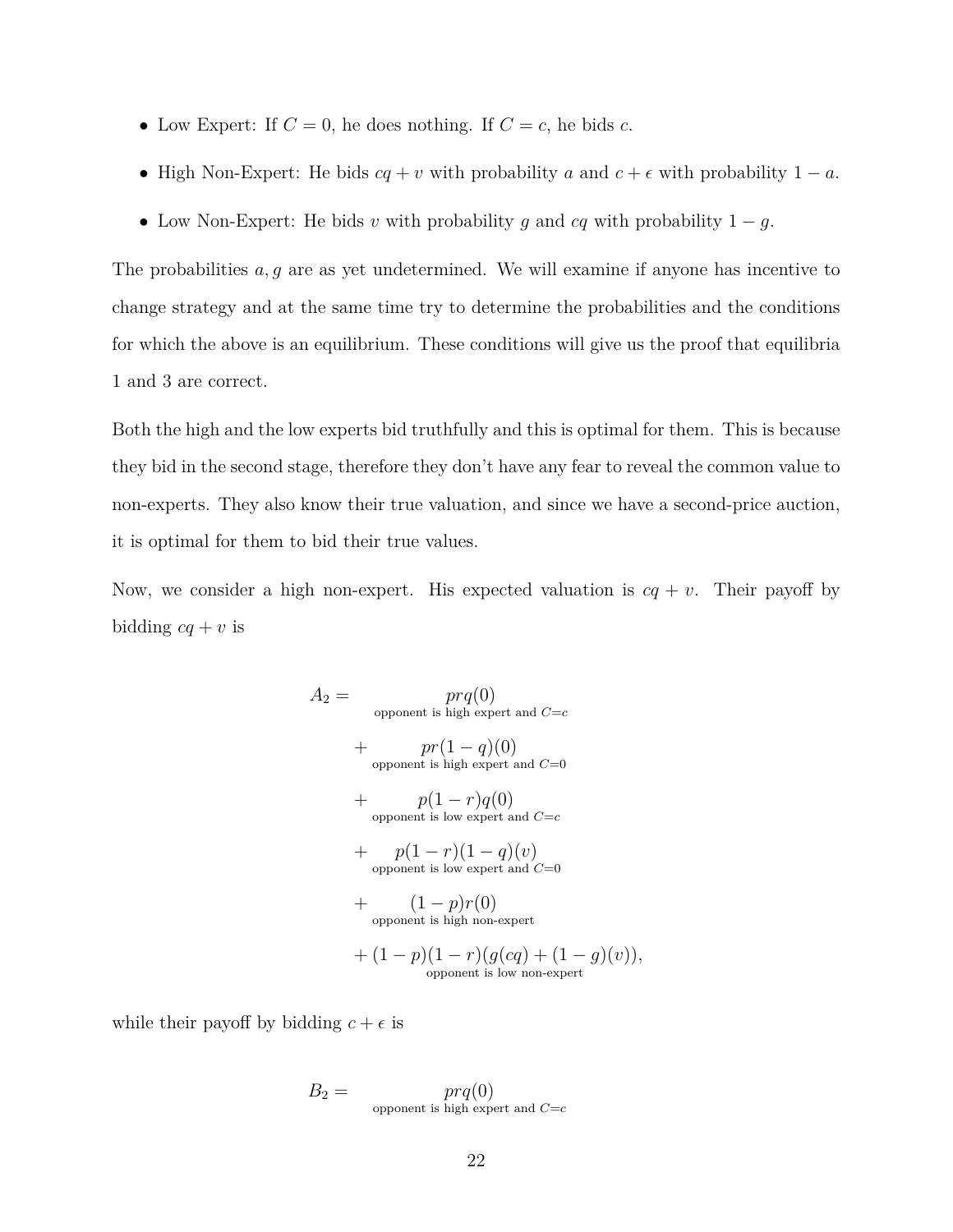- Low Expert: If $C = 0$, he does nothing. If $C = c$, he bids $c$.
- High Non-Expert: He bids $cq + v$ with probability $a$ and $c + \epsilon$ with probability $1 - a$.
- Low Non-Expert: He bids $v$ with probability $g$ and $cq$ with probability $1 - g$.

The probabilities $a, g$ are as yet undetermined. We will examine if anyone has incentive to change strategy and at the same time try to determine the probabilities and the conditions for which the above is an equilibrium. These conditions will give us the proof that equilibria 1 and 3 are correct.

Both the high and the low experts bid truthfully and this is optimal for them. This is because they bid in the second stage, therefore they don't have any fear to reveal the common value to non-experts. They also know their true valuation, and since we have a second-price auction, it is optimal for them to bid their true values.

Now, we consider a high non-expert. His expected valuation is $cq + v$. Their payoff by bidding $cq + v$ is

$$
\begin{aligned}
A_2 = \;& \underbrace{prq(0)}_{\text{opponent is high expert and } C=c} \\
&+ \underbrace{pr(1-q)(0)}_{\text{opponent is high expert and } C=0} \\
&+ \underbrace{p(1-r)q(0)}_{\text{opponent is low expert and } C=c} \\
&+ \underbrace{p(1-r)(1-q)(v)}_{\text{opponent is low expert and } C=0} \\
&+ \underbrace{(1-p)r(0)}_{\text{opponent is high non-expert}} \\
&+ \underbrace{(1-p)(1-r)(g(cq) + (1-g)(v))}_{\text{opponent is low non-expert}},
\end{aligned}
$$

while their payoff by bidding $c + \epsilon$ is

$$
B_2 = \underbrace{prq(0)}_{\text{opponent is high expert and } C=c}
$$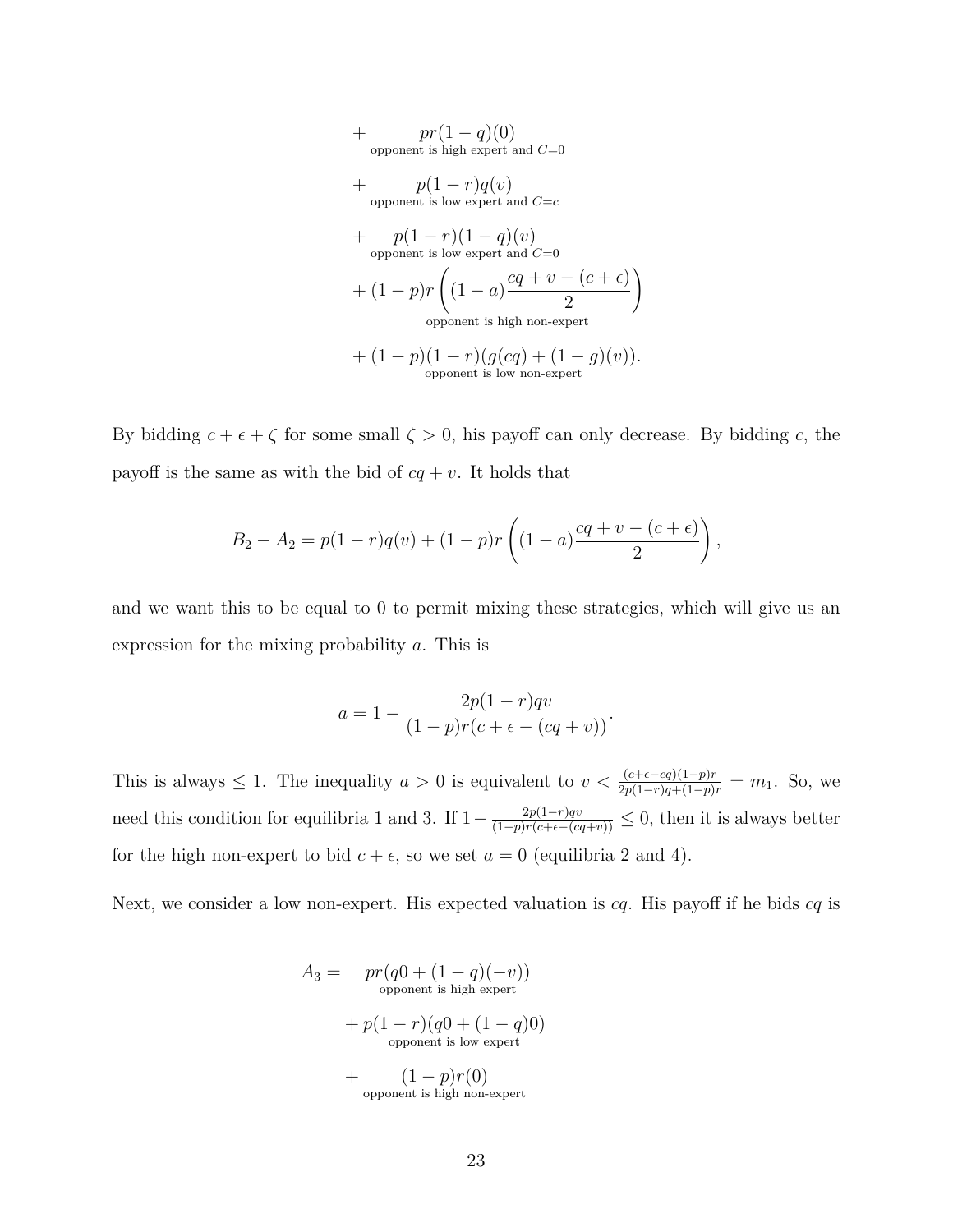$$
\begin{aligned}
&+ \underbrace{pr(1-q)(0)}_{\text{opponent is high expert and } C=0} \\
&+ \underbrace{p(1-r)q(v)}_{\text{opponent is low expert and } C=c} \\
&+ \underbrace{p(1-r)(1-q)(v)}_{\text{opponent is low expert and } C=0} \\
&+ (1-p)r\underbrace{\left((1-a)\frac{cq+v-(c+\epsilon)}{2}\right)}_{\text{opponent is high non-expert}} \\
&+ (1-p)(1-r)\underbrace{(g(cq)+(1-g)(v))}_{\text{opponent is low non-expert}}.
\end{aligned}
$$

By bidding $c+\epsilon+\zeta$ for some small $\zeta > 0$, his payoff can only decrease. By bidding $c$, the payoff is the same as with the bid of $cq+v$. It holds that

$$
B_2 - A_2 = p(1-r)q(v) + (1-p)r\left((1-a)\frac{cq+v-(c+\epsilon)}{2}\right),
$$

and we want this to be equal to 0 to permit mixing these strategies, which will give us an expression for the mixing probability $a$. This is

$$
a = 1 - \frac{2p(1-r)qv}{(1-p)r(c+\epsilon-(cq+v))}.
$$

This is always $\leq 1$. The inequality $a > 0$ is equivalent to $v < \frac{(c+\epsilon-cq)(1-p)r}{2p(1-r)q+(1-p)r} = m_1$. So, we need this condition for equilibria 1 and 3. If $1 - \frac{2p(1-r)qv}{(1-p)r(c+\epsilon-(cq+v))} \leq 0$, then it is always better for the high non-expert to bid $c+\epsilon$, so we set $a = 0$ (equilibria 2 and 4).

Next, we consider a low non-expert. His expected valuation is $cq$. His payoff if he bids $cq$ is

$$
\begin{aligned}
A_3 = \; &\underbrace{pr(q0+(1-q)(-v))}_{\text{opponent is high expert}} \\
&+ \underbrace{p(1-r)(q0+(1-q)0)}_{\text{opponent is low expert}} \\
&+ \underbrace{(1-p)r(0)}_{\text{opponent is high non-expert}}
\end{aligned}
$$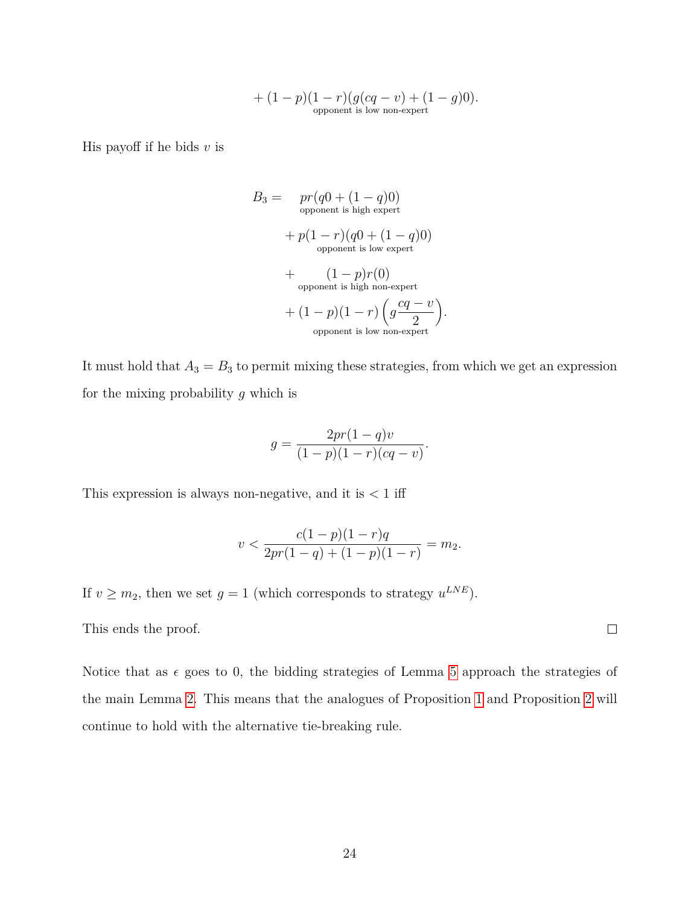$$+ \underbrace{(1-p)(1-r)(g(cq-v) + (1-g)0)}_{\text{opponent is low non-expert}}.$$

His payoff if he bids $v$ is

$$
\begin{aligned}
B_3 = \quad & \underbrace{pr(q0 + (1-q)0)}_{\text{opponent is high expert}} \\
& + \underbrace{p(1-r)(q0 + (1-q)0)}_{\text{opponent is low expert}} \\
& + \underbrace{(1-p)r(0)}_{\text{opponent is high non-expert}} \\
& + \underbrace{(1-p)(1-r)\left(g\frac{cq-v}{2}\right)}_{\text{opponent is low non-expert}}.
\end{aligned}
$$

It must hold that $A_3 = B_3$ to permit mixing these strategies, from which we get an expression for the mixing probability $g$ which is

$$g = \frac{2pr(1-q)v}{(1-p)(1-r)(cq-v)}.$$

This expression is always non-negative, and it is $< 1$ iff

$$v < \frac{c(1-p)(1-r)q}{2pr(1-q) + (1-p)(1-r)} = m_2.$$

If $v \geq m_2$, then we set $g = 1$ (which corresponds to strategy $u^{LNE}$).

This ends the proof. $\square$

Notice that as $\epsilon$ goes to 0, the bidding strategies of Lemma 5 approach the strategies of the main Lemma 2. This means that the analogues of Proposition 1 and Proposition 2 will continue to hold with the alternative tie-breaking rule.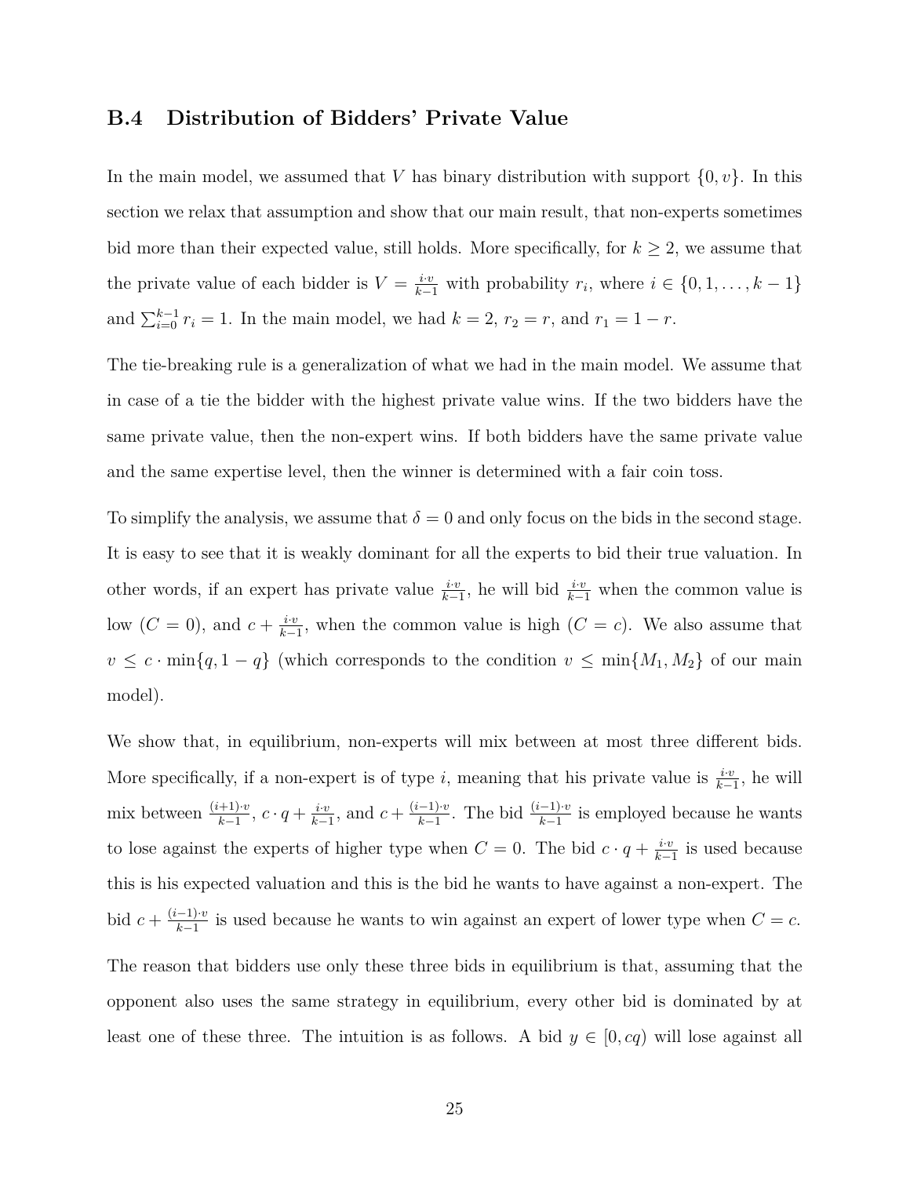### B.4 Distribution of Bidders' Private Value

In the main model, we assumed that $V$ has binary distribution with support $\{0, v\}$. In this section we relax that assumption and show that our main result, that non-experts sometimes bid more than their expected value, still holds. More specifically, for $k \geq 2$, we assume that the private value of each bidder is $V = \frac{i \cdot v}{k-1}$ with probability $r_i$, where $i \in \{0, 1, \ldots, k-1\}$ and $\sum_{i=0}^{k-1} r_i = 1$. In the main model, we had $k = 2$, $r_2 = r$, and $r_1 = 1 - r$.

The tie-breaking rule is a generalization of what we had in the main model. We assume that in case of a tie the bidder with the highest private value wins. If the two bidders have the same private value, then the non-expert wins. If both bidders have the same private value and the same expertise level, then the winner is determined with a fair coin toss.

To simplify the analysis, we assume that $\delta = 0$ and only focus on the bids in the second stage. It is easy to see that it is weakly dominant for all the experts to bid their true valuation. In other words, if an expert has private value $\frac{i \cdot v}{k-1}$, he will bid $\frac{i \cdot v}{k-1}$ when the common value is low ($C = 0$), and $c + \frac{i \cdot v}{k-1}$, when the common value is high ($C = c$). We also assume that $v \leq c \cdot \min\{q, 1-q\}$ (which corresponds to the condition $v \leq \min\{M_1, M_2\}$ of our main model).

We show that, in equilibrium, non-experts will mix between at most three different bids. More specifically, if a non-expert is of type $i$, meaning that his private value is $\frac{i \cdot v}{k-1}$, he will mix between $\frac{(i+1) \cdot v}{k-1}$, $c \cdot q + \frac{i \cdot v}{k-1}$, and $c + \frac{(i-1) \cdot v}{k-1}$. The bid $\frac{(i-1) \cdot v}{k-1}$ is employed because he wants to lose against the experts of higher type when $C = 0$. The bid $c \cdot q + \frac{i \cdot v}{k-1}$ is used because this is his expected valuation and this is the bid he wants to have against a non-expert. The bid $c + \frac{(i-1) \cdot v}{k-1}$ is used because he wants to win against an expert of lower type when $C = c$.

The reason that bidders use only these three bids in equilibrium is that, assuming that the opponent also uses the same strategy in equilibrium, every other bid is dominated by at least one of these three. The intuition is as follows. A bid $y \in [0, cq)$ will lose against all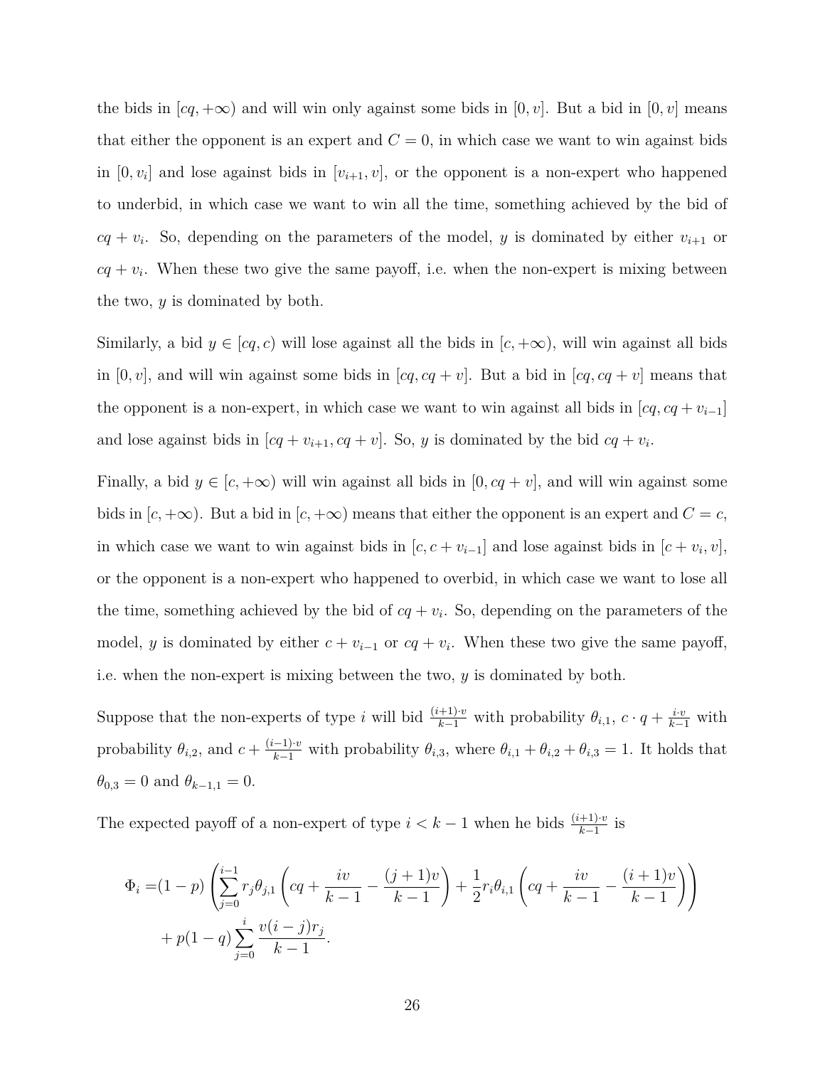the bids in $[cq, +\infty)$ and will win only against some bids in $[0, v]$. But a bid in $[0, v]$ means that either the opponent is an expert and $C = 0$, in which case we want to win against bids in $[0, v_i]$ and lose against bids in $[v_{i+1}, v]$, or the opponent is a non-expert who happened to underbid, in which case we want to win all the time, something achieved by the bid of $cq + v_i$. So, depending on the parameters of the model, $y$ is dominated by either $v_{i+1}$ or $cq + v_i$. When these two give the same payoff, i.e. when the non-expert is mixing between the two, $y$ is dominated by both.

Similarly, a bid $y \in [cq, c)$ will lose against all the bids in $[c, +\infty)$, will win against all bids in $[0, v]$, and will win against some bids in $[cq, cq + v]$. But a bid in $[cq, cq + v]$ means that the opponent is a non-expert, in which case we want to win against all bids in $[cq, cq + v_{i-1}]$ and lose against bids in $[cq + v_{i+1}, cq + v]$. So, $y$ is dominated by the bid $cq + v_i$.

Finally, a bid $y \in [c, +\infty)$ will win against all bids in $[0, cq + v]$, and will win against some bids in $[c, +\infty)$. But a bid in $[c, +\infty)$ means that either the opponent is an expert and $C = c$, in which case we want to win against bids in $[c, c + v_{i-1}]$ and lose against bids in $[c + v_i, v]$, or the opponent is a non-expert who happened to overbid, in which case we want to lose all the time, something achieved by the bid of $cq + v_i$. So, depending on the parameters of the model, $y$ is dominated by either $c + v_{i-1}$ or $cq + v_i$. When these two give the same payoff, i.e. when the non-expert is mixing between the two, $y$ is dominated by both.

Suppose that the non-experts of type $i$ will bid $\frac{(i+1)\cdot v}{k-1}$ with probability $\theta_{i,1}$, $c \cdot q + \frac{i \cdot v}{k-1}$ with probability $\theta_{i,2}$, and $c + \frac{(i-1)\cdot v}{k-1}$ with probability $\theta_{i,3}$, where $\theta_{i,1} + \theta_{i,2} + \theta_{i,3} = 1$. It holds that $\theta_{0,3} = 0$ and $\theta_{k-1,1} = 0$.

The expected payoff of a non-expert of type $i < k - 1$ when he bids $\frac{(i+1)\cdot v}{k-1}$ is

$$
\begin{aligned}
\Phi_i =& (1-p)\left(\sum_{j=0}^{i-1} r_j \theta_{j,1}\left(cq + \frac{iv}{k-1} - \frac{(j+1)v}{k-1}\right) + \frac{1}{2} r_i \theta_{i,1}\left(cq + \frac{iv}{k-1} - \frac{(i+1)v}{k-1}\right)\right) \\
&+ p(1-q)\sum_{j=0}^{i} \frac{v(i-j)r_j}{k-1}.
\end{aligned}
$$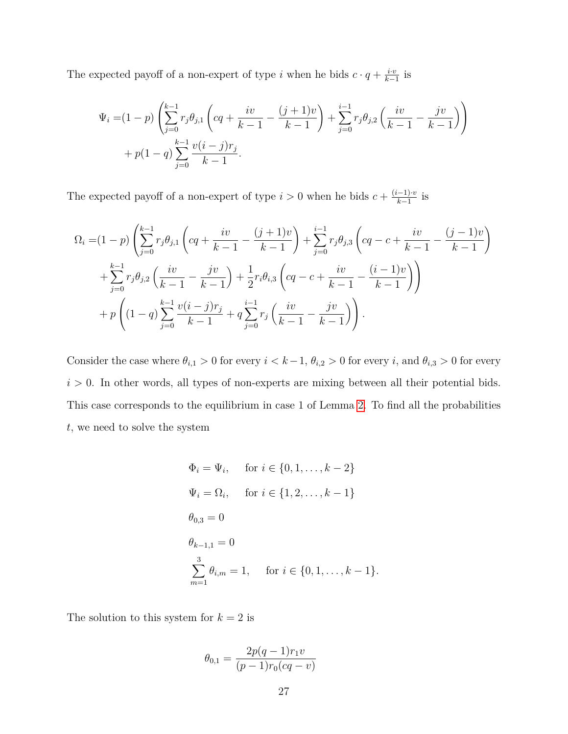The expected payoff of a non-expert of type $i$ when he bids $c \cdot q + \frac{i \cdot v}{k-1}$ is

$$
\begin{aligned}
\Psi_i =&(1-p)\left(\sum_{j=0}^{k-1} r_j \theta_{j,1}\left(cq + \frac{iv}{k-1} - \frac{(j+1)v}{k-1}\right) + \sum_{j=0}^{i-1} r_j \theta_{j,2}\left(\frac{iv}{k-1} - \frac{jv}{k-1}\right)\right) \\
&+ p(1-q)\sum_{j=0}^{k-1} \frac{v(i-j)r_j}{k-1}.
\end{aligned}
$$

The expected payoff of a non-expert of type $i > 0$ when he bids $c + \frac{(i-1) \cdot v}{k-1}$ is

$$
\begin{aligned}
\Omega_i =&(1-p)\left(\sum_{j=0}^{k-1} r_j \theta_{j,1}\left(cq + \frac{iv}{k-1} - \frac{(j+1)v}{k-1}\right) + \sum_{j=0}^{i-1} r_j \theta_{j,3}\left(cq - c + \frac{iv}{k-1} - \frac{(j-1)v}{k-1}\right)\right. \\
&\left. + \sum_{j=0}^{k-1} r_j \theta_{j,2}\left(\frac{iv}{k-1} - \frac{jv}{k-1}\right) + \frac{1}{2} r_i \theta_{i,3}\left(cq - c + \frac{iv}{k-1} - \frac{(i-1)v}{k-1}\right)\right) \\
&+ p\left((1-q)\sum_{j=0}^{k-1} \frac{v(i-j)r_j}{k-1} + q\sum_{j=0}^{i-1} r_j\left(\frac{iv}{k-1} - \frac{jv}{k-1}\right)\right).
\end{aligned}
$$

Consider the case where $\theta_{i,1} > 0$ for every $i < k-1$, $\theta_{i,2} > 0$ for every $i$, and $\theta_{i,3} > 0$ for every $i > 0$. In other words, all types of non-experts are mixing between all their potential bids. This case corresponds to the equilibrium in case 1 of Lemma 2. To find all the probabilities $t$, we need to solve the system

$$
\begin{aligned}
&\Phi_i = \Psi_i, \quad \text{ for } i \in \{0, 1, \ldots, k-2\} \\
&\Psi_i = \Omega_i, \quad \text{ for } i \in \{1, 2, \ldots, k-1\} \\
&\theta_{0,3} = 0 \\
&\theta_{k-1,1} = 0 \\
&\sum_{m=1}^{3} \theta_{i,m} = 1, \quad \text{ for } i \in \{0, 1, \ldots, k-1\}.
\end{aligned}
$$

The solution to this system for $k = 2$ is

$$
\theta_{0,1} = \frac{2p(q-1)r_1 v}{(p-1)r_0(cq-v)}
$$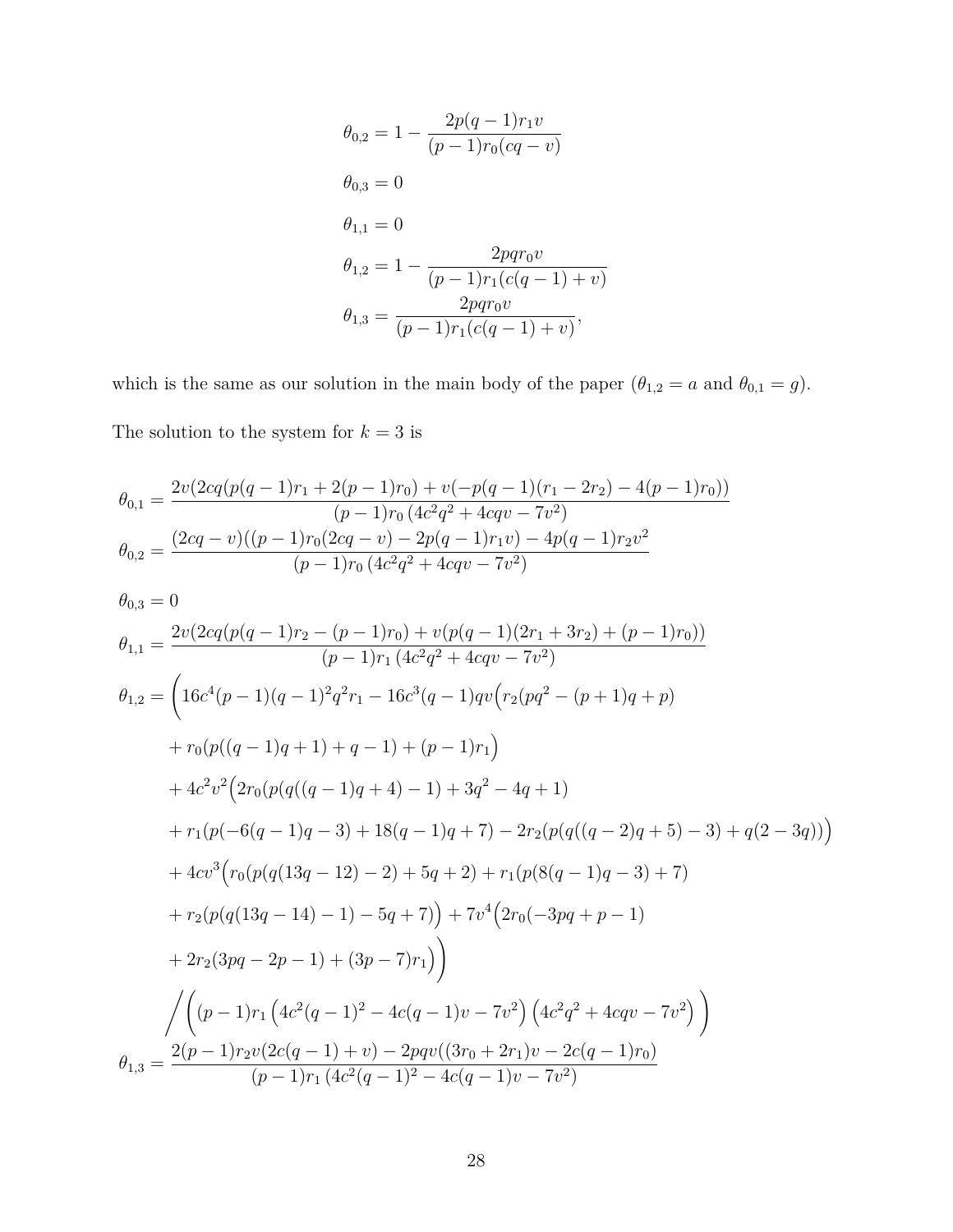$$\theta_{0,2} = 1 - \frac{2p(q-1)r_1 v}{(p-1)r_0(cq-v)}$$

$$\theta_{0,3} = 0$$

$$\theta_{1,1} = 0$$

$$\theta_{1,2} = 1 - \frac{2pqr_0 v}{(p-1)r_1(c(q-1)+v)}$$

$$\theta_{1,3} = \frac{2pqr_0 v}{(p-1)r_1(c(q-1)+v)},$$

which is the same as our solution in the main body of the paper ($\theta_{1,2} = a$ and $\theta_{0,1} = g$).

The solution to the system for $k = 3$ is

$$\theta_{0,1} = \frac{2v(2cq(p(q-1)r_1 + 2(p-1)r_0) + v(-p(q-1)(r_1 - 2r_2) - 4(p-1)r_0))}{(p-1)r_0\left(4c^2q^2 + 4cqv - 7v^2\right)}$$

$$\theta_{0,2} = \frac{(2cq-v)((p-1)r_0(2cq-v) - 2p(q-1)r_1 v) - 4p(q-1)r_2 v^2}{(p-1)r_0\left(4c^2q^2 + 4cqv - 7v^2\right)}$$

$$\theta_{0,3} = 0$$

$$\theta_{1,1} = \frac{2v(2cq(p(q-1)r_2 - (p-1)r_0) + v(p(q-1)(2r_1 + 3r_2) + (p-1)r_0))}{(p-1)r_1\left(4c^2q^2 + 4cqv - 7v^2\right)}$$

$$\begin{aligned}
\theta_{1,2} = \Bigg(&16c^4(p-1)(q-1)^2q^2r_1 - 16c^3(q-1)qv\Big(r_2(pq^2 - (p+1)q + p) \\
&+ r_0(p((q-1)q+1) + q - 1) + (p-1)r_1\Big) \\
&+ 4c^2v^2\Big(2r_0(p(q((q-1)q+4)-1) + 3q^2 - 4q + 1) \\
&+ r_1(p(-6(q-1)q-3) + 18(q-1)q + 7) - 2r_2(p(q((q-2)q+5)-3) + q(2-3q))\Big) \\
&+ 4cv^3\Big(r_0(p(q(13q-12)-2) + 5q + 2) + r_1(p(8(q-1)q-3) + 7) \\
&+ r_2(p(q(13q-14)-1) - 5q + 7)\Big) + 7v^4\Big(2r_0(-3pq + p - 1) \\
&+ 2r_2(3pq - 2p - 1) + (3p-7)r_1\Big)\Bigg) \\
&\Bigg/ \left((p-1)r_1\left(4c^2(q-1)^2 - 4c(q-1)v - 7v^2\right)\left(4c^2q^2 + 4cqv - 7v^2\right)\right)
\end{aligned}$$

$$\theta_{1,3} = \frac{2(p-1)r_2 v(2c(q-1)+v) - 2pqv((3r_0 + 2r_1)v - 2c(q-1)r_0)}{(p-1)r_1\left(4c^2(q-1)^2 - 4c(q-1)v - 7v^2\right)}$$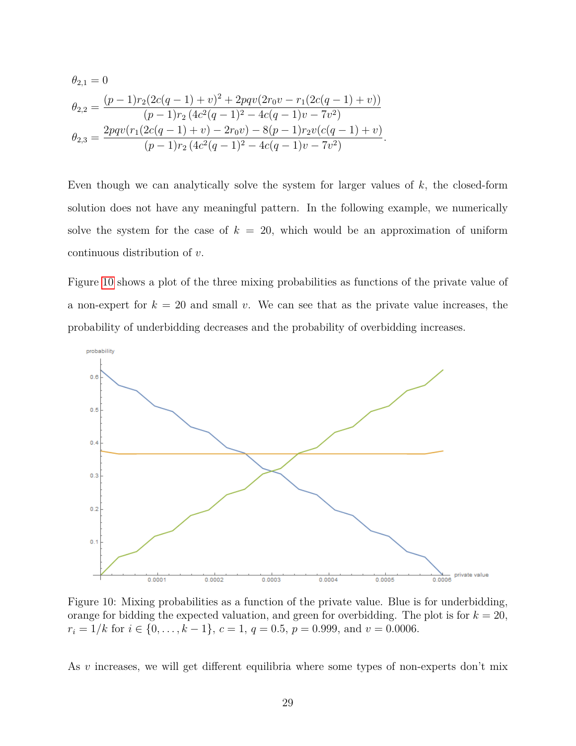$$\theta_{2,1} = 0$$

$$\theta_{2,2} = \frac{(p-1)r_2(2c(q-1)+v)^2 + 2pqv(2r_0v - r_1(2c(q-1)+v))}{(p-1)r_2\left(4c^2(q-1)^2 - 4c(q-1)v - 7v^2\right)}$$

$$\theta_{2,3} = \frac{2pqv(r_1(2c(q-1)+v) - 2r_0v) - 8(p-1)r_2v(c(q-1)+v)}{(p-1)r_2\left(4c^2(q-1)^2 - 4c(q-1)v - 7v^2\right)}.$$

Even though we can analytically solve the system for larger values of $k$, the closed-form solution does not have any meaningful pattern. In the following example, we numerically solve the system for the case of $k = 20$, which would be an approximation of uniform continuous distribution of $v$.

Figure 10 shows a plot of the three mixing probabilities as functions of the private value of a non-expert for $k = 20$ and small $v$. We can see that as the private value increases, the probability of underbidding decreases and the probability of overbidding increases.

Figure 10: Mixing probabilities as a function of the private value. Blue is for underbidding, orange for bidding the expected valuation, and green for overbidding. The plot is for $k = 20$, $r_i = 1/k$ for $i \in \{0, \ldots, k-1\}$, $c = 1$, $q = 0.5$, $p = 0.999$, and $v = 0.0006$.

As $v$ increases, we will get different equilibria where some types of non-experts don't mix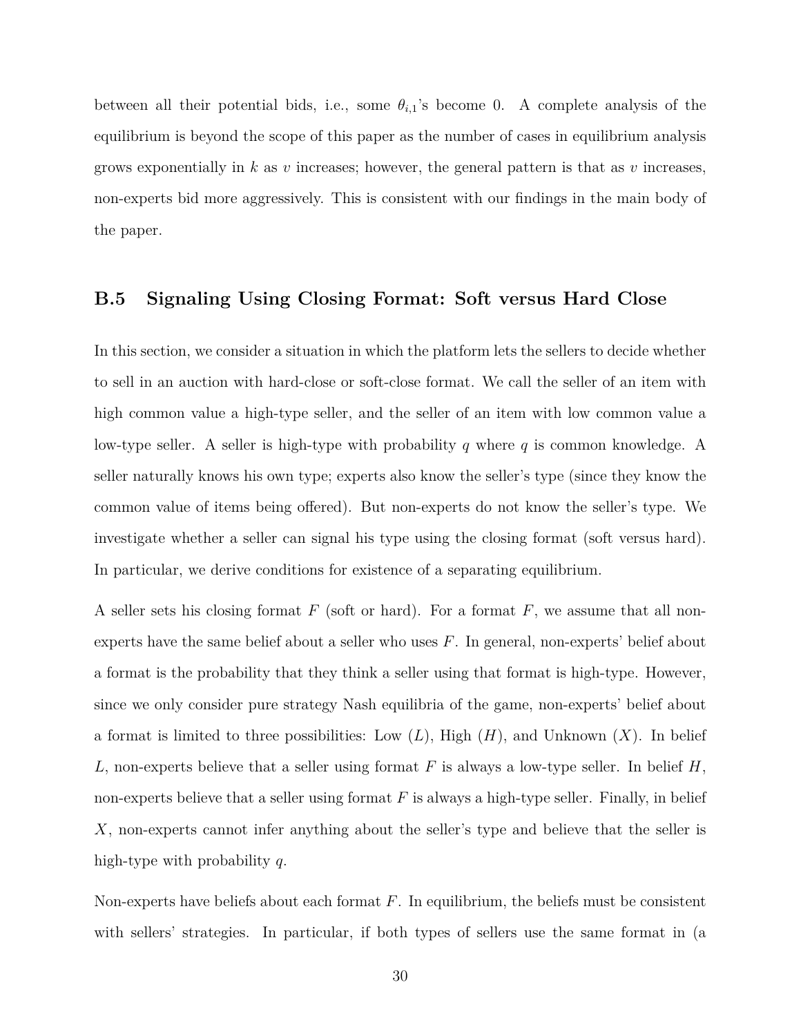between all their potential bids, i.e., some $\theta_{i,1}$'s become 0. A complete analysis of the equilibrium is beyond the scope of this paper as the number of cases in equilibrium analysis grows exponentially in $k$ as $v$ increases; however, the general pattern is that as $v$ increases, non-experts bid more aggressively. This is consistent with our findings in the main body of the paper.

## B.5 Signaling Using Closing Format: Soft versus Hard Close

In this section, we consider a situation in which the platform lets the sellers to decide whether to sell in an auction with hard-close or soft-close format. We call the seller of an item with high common value a high-type seller, and the seller of an item with low common value a low-type seller. A seller is high-type with probability $q$ where $q$ is common knowledge. A seller naturally knows his own type; experts also know the seller's type (since they know the common value of items being offered). But non-experts do not know the seller's type. We investigate whether a seller can signal his type using the closing format (soft versus hard). In particular, we derive conditions for existence of a separating equilibrium.

A seller sets his closing format $F$ (soft or hard). For a format $F$, we assume that all non-experts have the same belief about a seller who uses $F$. In general, non-experts' belief about a format is the probability that they think a seller using that format is high-type. However, since we only consider pure strategy Nash equilibria of the game, non-experts' belief about a format is limited to three possibilities: Low ($L$), High ($H$), and Unknown ($X$). In belief $L$, non-experts believe that a seller using format $F$ is always a low-type seller. In belief $H$, non-experts believe that a seller using format $F$ is always a high-type seller. Finally, in belief $X$, non-experts cannot infer anything about the seller's type and believe that the seller is high-type with probability $q$.

Non-experts have beliefs about each format $F$. In equilibrium, the beliefs must be consistent with sellers' strategies. In particular, if both types of sellers use the same format in (a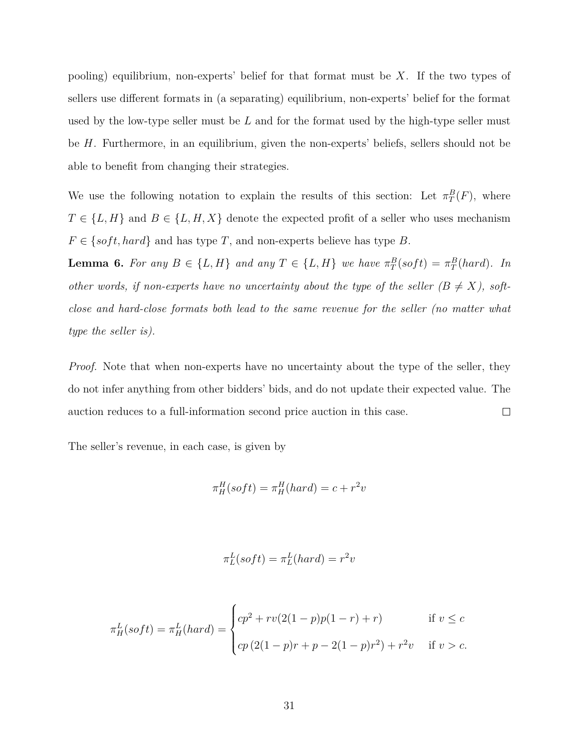pooling) equilibrium, non-experts' belief for that format must be $X$. If the two types of sellers use different formats in (a separating) equilibrium, non-experts' belief for the format used by the low-type seller must be $L$ and for the format used by the high-type seller must be $H$. Furthermore, in an equilibrium, given the non-experts' beliefs, sellers should not be able to benefit from changing their strategies.

We use the following notation to explain the results of this section: Let $\pi_T^B(F)$, where $T \in \{L, H\}$ and $B \in \{L, H, X\}$ denote the expected profit of a seller who uses mechanism $F \in \{soft, hard\}$ and has type $T$, and non-experts believe has type $B$.

**Lemma 6.** *For any $B \in \{L, H\}$ and any $T \in \{L, H\}$ we have $\pi_T^B(soft) = \pi_T^B(hard)$. In other words, if non-experts have no uncertainty about the type of the seller ($B \neq X$), soft-close and hard-close formats both lead to the same revenue for the seller (no matter what type the seller is).*

*Proof.* Note that when non-experts have no uncertainty about the type of the seller, they do not infer anything from other bidders' bids, and do not update their expected value. The auction reduces to a full-information second price auction in this case. $\square$

The seller's revenue, in each case, is given by

$$\pi_H^H(soft) = \pi_H^H(hard) = c + r^2 v$$

$$\pi_L^L(soft) = \pi_L^L(hard) = r^2 v$$

$$\pi_H^L(soft) = \pi_H^L(hard) = \begin{cases} cp^2 + rv(2(1-p)p(1-r) + r) & \text{if } v \leq c \\ cp\left(2(1-p)r + p - 2(1-p)r^2\right) + r^2 v & \text{if } v > c. \end{cases}$$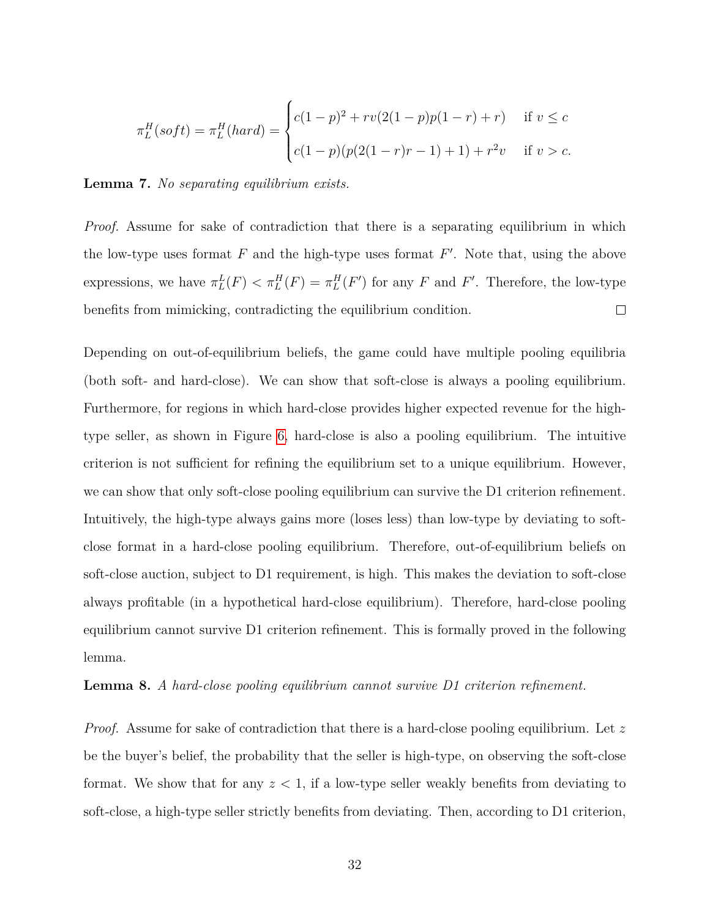$$\pi_L^H(soft) = \pi_L^H(hard) = \begin{cases} c(1-p)^2 + rv(2(1-p)p(1-r) + r) & \text{if } v \le c \\ c(1-p)(p(2(1-r)r - 1) + 1) + r^2 v & \text{if } v > c. \end{cases}$$

**Lemma 7.** *No separating equilibrium exists.*

*Proof.* Assume for sake of contradiction that there is a separating equilibrium in which the low-type uses format $F$ and the high-type uses format $F'$. Note that, using the above expressions, we have $\pi_L^L(F) < \pi_L^H(F) = \pi_L^H(F')$ for any $F$ and $F'$. Therefore, the low-type benefits from mimicking, contradicting the equilibrium condition. □

Depending on out-of-equilibrium beliefs, the game could have multiple pooling equilibria (both soft- and hard-close). We can show that soft-close is always a pooling equilibrium. Furthermore, for regions in which hard-close provides higher expected revenue for the high-type seller, as shown in Figure 6, hard-close is also a pooling equilibrium. The intuitive criterion is not sufficient for refining the equilibrium set to a unique equilibrium. However, we can show that only soft-close pooling equilibrium can survive the D1 criterion refinement. Intuitively, the high-type always gains more (loses less) than low-type by deviating to soft-close format in a hard-close pooling equilibrium. Therefore, out-of-equilibrium beliefs on soft-close auction, subject to D1 requirement, is high. This makes the deviation to soft-close always profitable (in a hypothetical hard-close equilibrium). Therefore, hard-close pooling equilibrium cannot survive D1 criterion refinement. This is formally proved in the following lemma.

**Lemma 8.** *A hard-close pooling equilibrium cannot survive D1 criterion refinement.*

*Proof.* Assume for sake of contradiction that there is a hard-close pooling equilibrium. Let $z$ be the buyer's belief, the probability that the seller is high-type, on observing the soft-close format. We show that for any $z < 1$, if a low-type seller weakly benefits from deviating to soft-close, a high-type seller strictly benefits from deviating. Then, according to D1 criterion,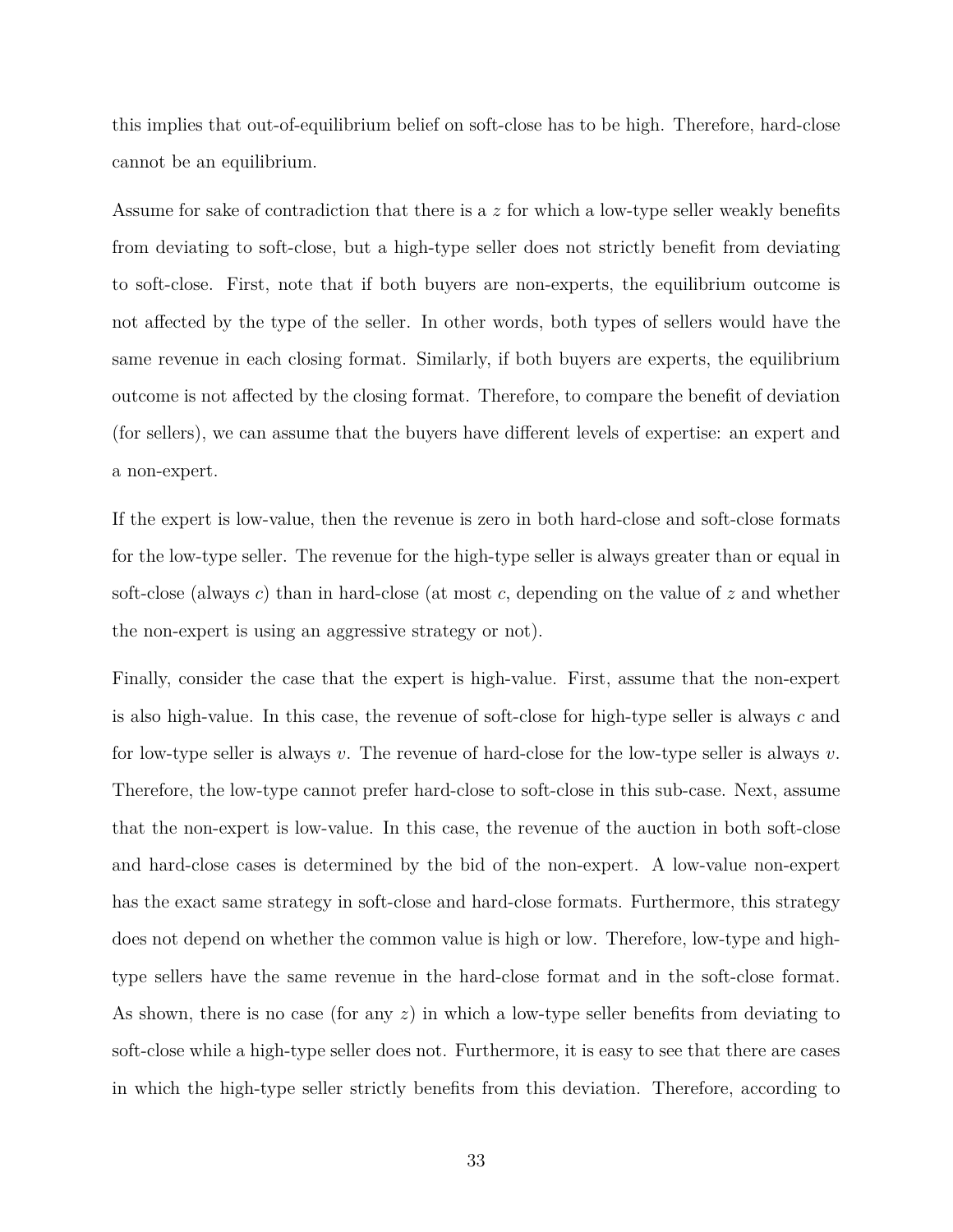this implies that out-of-equilibrium belief on soft-close has to be high. Therefore, hard-close cannot be an equilibrium.

Assume for sake of contradiction that there is a $z$ for which a low-type seller weakly benefits from deviating to soft-close, but a high-type seller does not strictly benefit from deviating to soft-close. First, note that if both buyers are non-experts, the equilibrium outcome is not affected by the type of the seller. In other words, both types of sellers would have the same revenue in each closing format. Similarly, if both buyers are experts, the equilibrium outcome is not affected by the closing format. Therefore, to compare the benefit of deviation (for sellers), we can assume that the buyers have different levels of expertise: an expert and a non-expert.

If the expert is low-value, then the revenue is zero in both hard-close and soft-close formats for the low-type seller. The revenue for the high-type seller is always greater than or equal in soft-close (always $c$) than in hard-close (at most $c$, depending on the value of $z$ and whether the non-expert is using an aggressive strategy or not).

Finally, consider the case that the expert is high-value. First, assume that the non-expert is also high-value. In this case, the revenue of soft-close for high-type seller is always $c$ and for low-type seller is always $v$. The revenue of hard-close for the low-type seller is always $v$. Therefore, the low-type cannot prefer hard-close to soft-close in this sub-case. Next, assume that the non-expert is low-value. In this case, the revenue of the auction in both soft-close and hard-close cases is determined by the bid of the non-expert. A low-value non-expert has the exact same strategy in soft-close and hard-close formats. Furthermore, this strategy does not depend on whether the common value is high or low. Therefore, low-type and high-type sellers have the same revenue in the hard-close format and in the soft-close format. As shown, there is no case (for any $z$) in which a low-type seller benefits from deviating to soft-close while a high-type seller does not. Furthermore, it is easy to see that there are cases in which the high-type seller strictly benefits from this deviation. Therefore, according to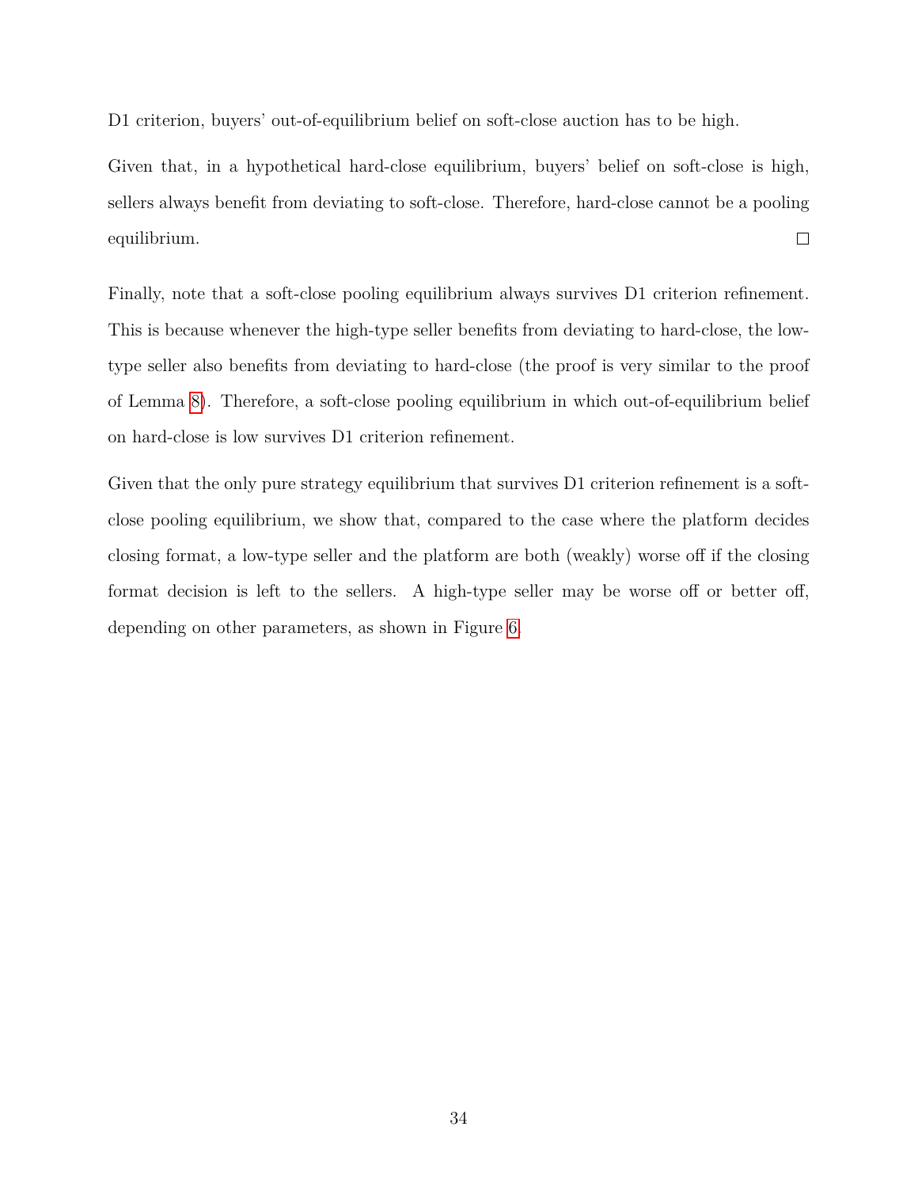D1 criterion, buyers' out-of-equilibrium belief on soft-close auction has to be high.

Given that, in a hypothetical hard-close equilibrium, buyers' belief on soft-close is high, sellers always benefit from deviating to soft-close. Therefore, hard-close cannot be a pooling equilibrium. □

Finally, note that a soft-close pooling equilibrium always survives D1 criterion refinement. This is because whenever the high-type seller benefits from deviating to hard-close, the low-type seller also benefits from deviating to hard-close (the proof is very similar to the proof of Lemma 8). Therefore, a soft-close pooling equilibrium in which out-of-equilibrium belief on hard-close is low survives D1 criterion refinement.

Given that the only pure strategy equilibrium that survives D1 criterion refinement is a soft-close pooling equilibrium, we show that, compared to the case where the platform decides closing format, a low-type seller and the platform are both (weakly) worse off if the closing format decision is left to the sellers. A high-type seller may be worse off or better off, depending on other parameters, as shown in Figure 6.